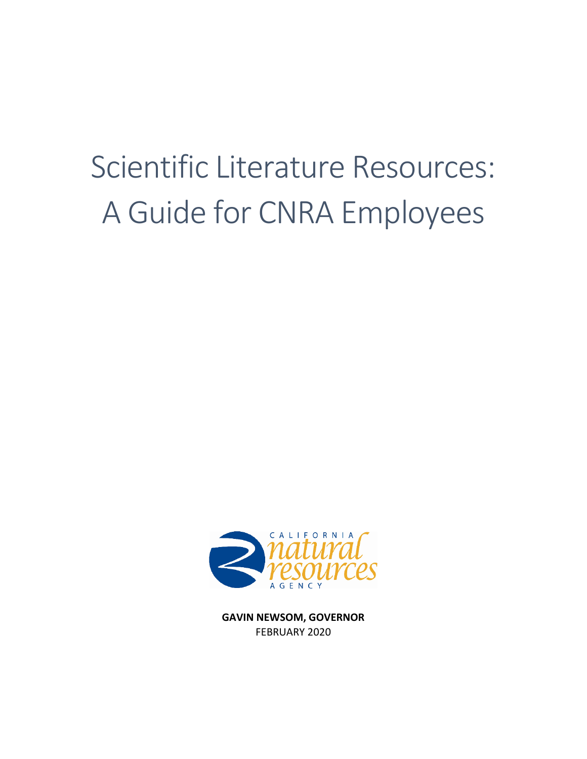# Scientific Literature Resources: A Guide for CNRA Employees

CALIFORNIA natural resources AGENCY

**GAVIN NEWSOM, GOVERNOR**
FEBRUARY 2020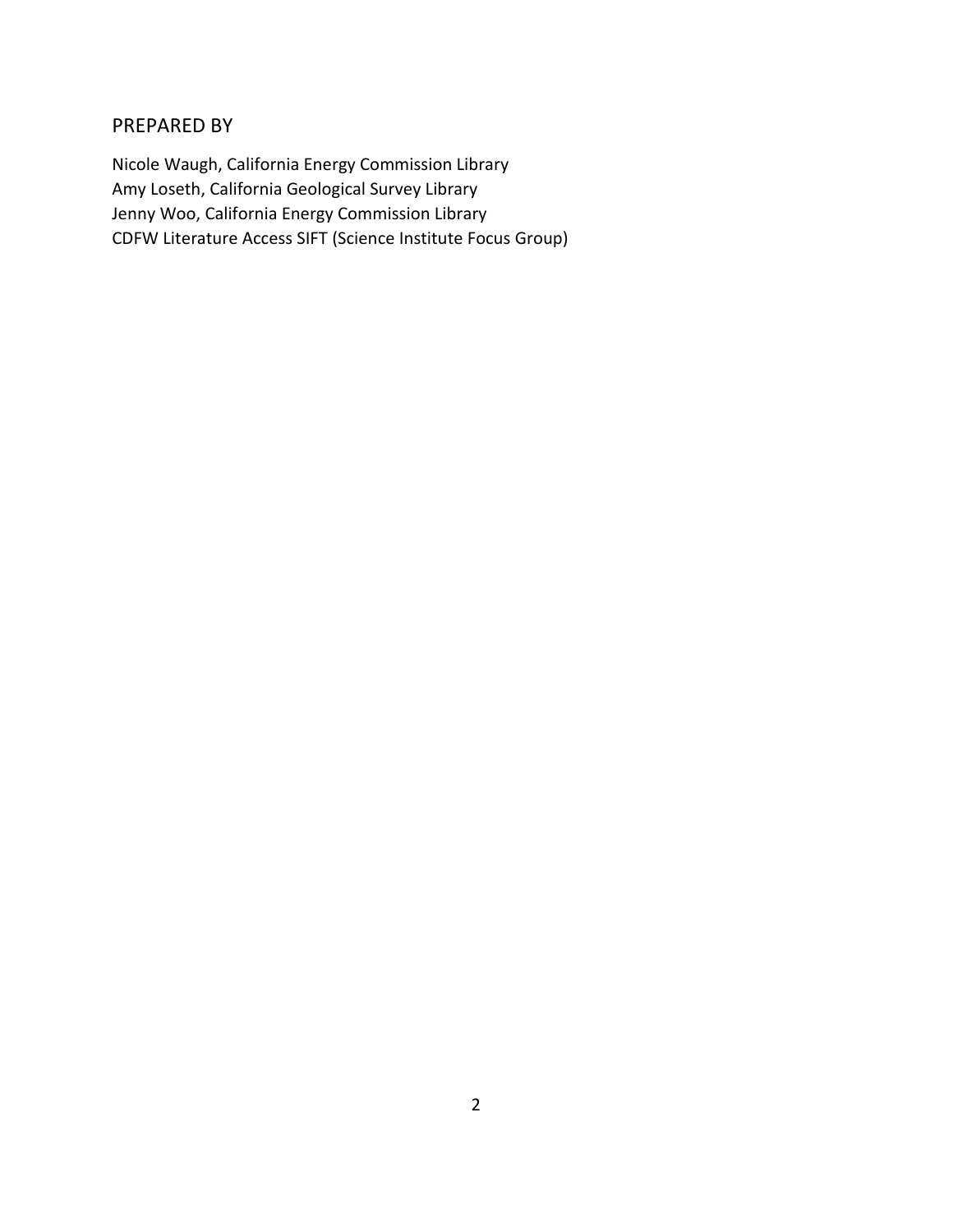## PREPARED BY

Nicole Waugh, California Energy Commission Library
Amy Loseth, California Geological Survey Library
Jenny Woo, California Energy Commission Library
CDFW Literature Access SIFT (Science Institute Focus Group)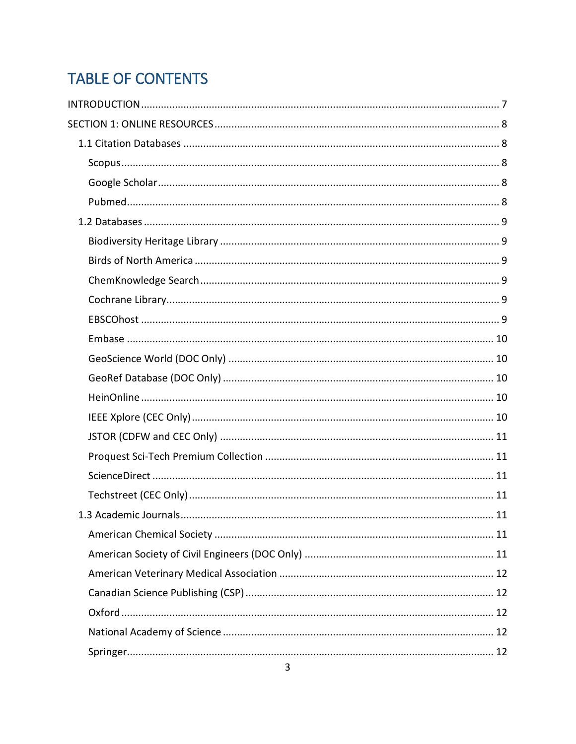# TABLE OF CONTENTS

INTRODUCTION ........ 7

SECTION 1: ONLINE RESOURCES ........ 8

- 1.1 Citation Databases ........ 8
  - Scopus ........ 8
  - Google Scholar ........ 8
  - Pubmed ........ 8
- 1.2 Databases ........ 9
  - Biodiversity Heritage Library ........ 9
  - Birds of North America ........ 9
  - ChemKnowledge Search ........ 9
  - Cochrane Library ........ 9
  - EBSCOhost ........ 9
  - Embase ........ 10
  - GeoScience World (DOC Only) ........ 10
  - GeoRef Database (DOC Only) ........ 10
  - HeinOnline ........ 10
  - IEEE Xplore (CEC Only) ........ 10
  - JSTOR (CDFW and CEC Only) ........ 11
  - Proquest Sci-Tech Premium Collection ........ 11
  - ScienceDirect ........ 11
  - Techstreet (CEC Only) ........ 11
- 1.3 Academic Journals ........ 11
  - American Chemical Society ........ 11
  - American Society of Civil Engineers (DOC Only) ........ 11
  - American Veterinary Medical Association ........ 12
  - Canadian Science Publishing (CSP) ........ 12
  - Oxford ........ 12
  - National Academy of Science ........ 12
  - Springer ........ 12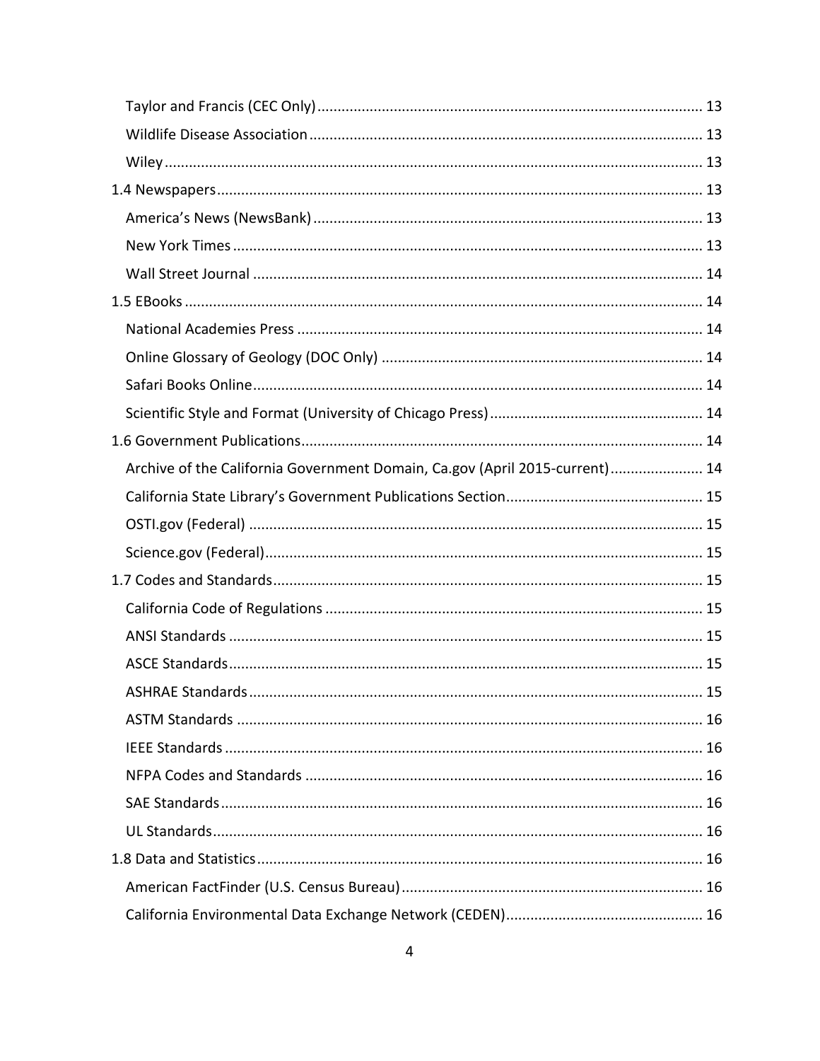Taylor and Francis (CEC Only) ........................................................................................ 13

Wildlife Disease Association .......................................................................................... 13

Wiley ............................................................................................................................... 13

1.4 Newspapers .................................................................................................................... 13

America's News (NewsBank) .......................................................................................... 13

New York Times .............................................................................................................. 13

Wall Street Journal .......................................................................................................... 14

1.5 EBooks ............................................................................................................................ 14

National Academies Press ............................................................................................... 14

Online Glossary of Geology (DOC Only) .......................................................................... 14

Safari Books Online .......................................................................................................... 14

Scientific Style and Format (University of Chicago Press) ................................................ 14

1.6 Government Publications ................................................................................................ 14

Archive of the California Government Domain, Ca.gov (April 2015-current) ....................... 14

California State Library's Government Publications Section ............................................. 15

OSTI.gov (Federal) ........................................................................................................... 15

Science.gov (Federal) ....................................................................................................... 15

1.7 Codes and Standards ....................................................................................................... 15

California Code of Regulations ......................................................................................... 15

ANSI Standards ................................................................................................................ 15

ASCE Standards ............................................................................................................... 15

ASHRAE Standards .......................................................................................................... 15

ASTM Standards .............................................................................................................. 16

IEEE Standards ................................................................................................................ 16

NFPA Codes and Standards ............................................................................................. 16

SAE Standards ................................................................................................................. 16

UL Standards ................................................................................................................... 16

1.8 Data and Statistics .......................................................................................................... 16

American FactFinder (U.S. Census Bureau) ...................................................................... 16

California Environmental Data Exchange Network (CEDEN) ............................................. 16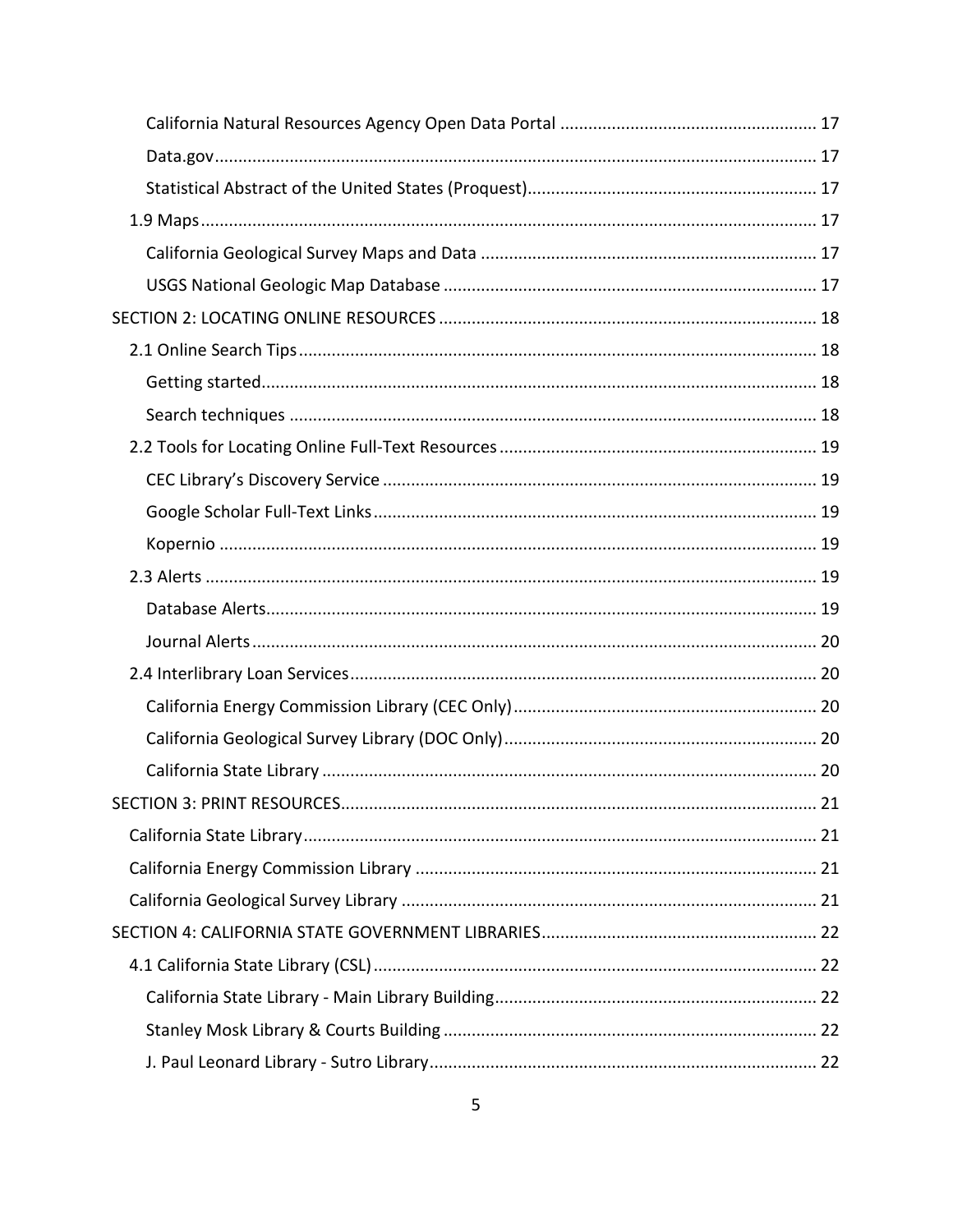- California Natural Resources Agency Open Data Portal ...... 17
- Data.gov ...... 17
- Statistical Abstract of the United States (Proquest) ...... 17

1.9 Maps ...... 17

- California Geological Survey Maps and Data ...... 17
- USGS National Geologic Map Database ...... 17

SECTION 2: LOCATING ONLINE RESOURCES ...... 18

2.1 Online Search Tips ...... 18

- Getting started ...... 18
- Search techniques ...... 18

2.2 Tools for Locating Online Full-Text Resources ...... 19

- CEC Library's Discovery Service ...... 19
- Google Scholar Full-Text Links ...... 19
- Kopernio ...... 19

2.3 Alerts ...... 19

- Database Alerts ...... 19
- Journal Alerts ...... 20

2.4 Interlibrary Loan Services ...... 20

- California Energy Commission Library (CEC Only) ...... 20
- California Geological Survey Library (DOC Only) ...... 20
- California State Library ...... 20

SECTION 3: PRINT RESOURCES ...... 21

- California State Library ...... 21
- California Energy Commission Library ...... 21
- California Geological Survey Library ...... 21

SECTION 4: CALIFORNIA STATE GOVERNMENT LIBRARIES ...... 22

4.1 California State Library (CSL) ...... 22

- California State Library - Main Library Building ...... 22
- Stanley Mosk Library & Courts Building ...... 22
- J. Paul Leonard Library - Sutro Library ...... 22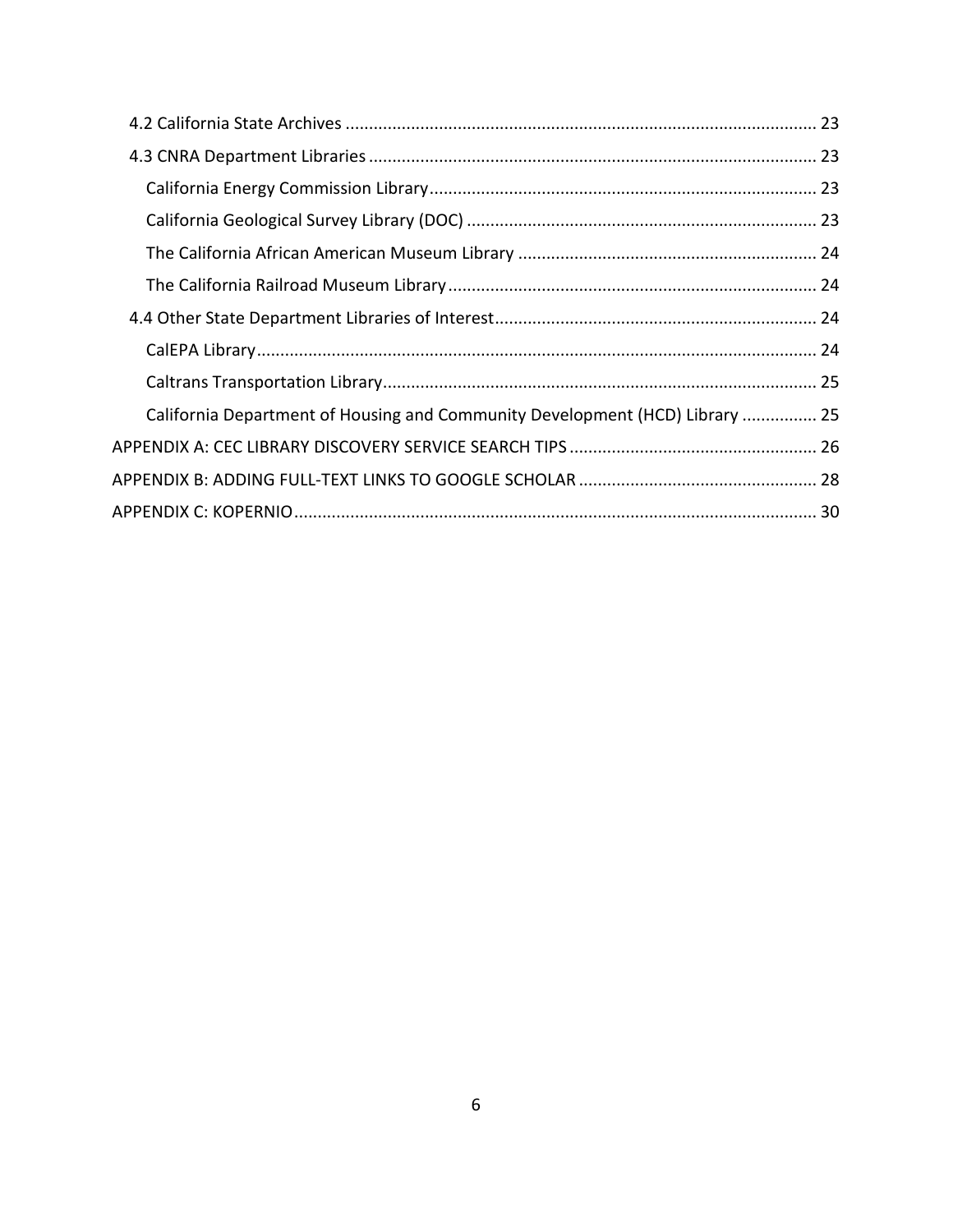4.2 California State Archives .................................................................................................... 23

4.3 CNRA Department Libraries ............................................................................................... 23

California Energy Commission Library .................................................................................. 23

California Geological Survey Library (DOC) .......................................................................... 23

The California African American Museum Library ............................................................... 24

The California Railroad Museum Library .............................................................................. 24

4.4 Other State Department Libraries of Interest .................................................................... 24

CalEPA Library ....................................................................................................................... 24

Caltrans Transportation Library ............................................................................................ 25

California Department of Housing and Community Development (HCD) Library ................ 25

APPENDIX A: CEC LIBRARY DISCOVERY SERVICE SEARCH TIPS .................................................... 26

APPENDIX B: ADDING FULL-TEXT LINKS TO GOOGLE SCHOLAR .................................................. 28

APPENDIX C: KOPERNIO ............................................................................................................... 30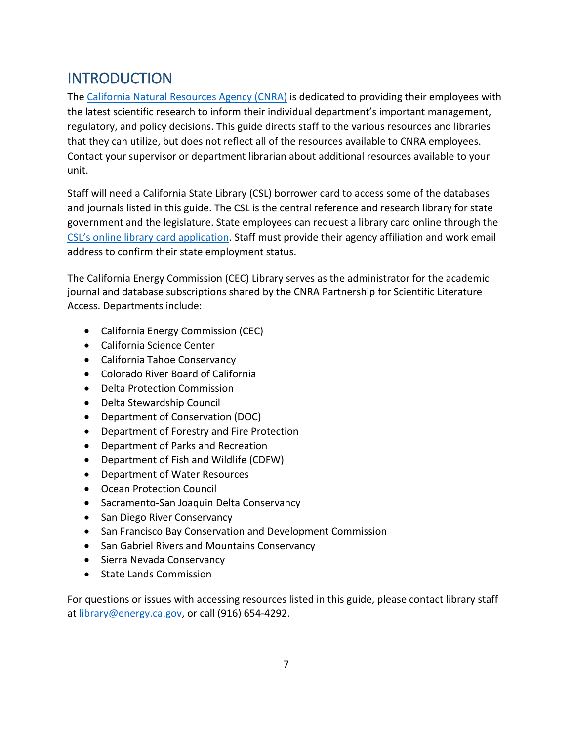# INTRODUCTION

The [California Natural Resources Agency (CNRA)]() is dedicated to providing their employees with the latest scientific research to inform their individual department's important management, regulatory, and policy decisions. This guide directs staff to the various resources and libraries that they can utilize, but does not reflect all of the resources available to CNRA employees. Contact your supervisor or department librarian about additional resources available to your unit.

Staff will need a California State Library (CSL) borrower card to access some of the databases and journals listed in this guide. The CSL is the central reference and research library for state government and the legislature. State employees can request a library card online through the [CSL's online library card application](). Staff must provide their agency affiliation and work email address to confirm their state employment status.

The California Energy Commission (CEC) Library serves as the administrator for the academic journal and database subscriptions shared by the CNRA Partnership for Scientific Literature Access. Departments include:

- California Energy Commission (CEC)
- California Science Center
- California Tahoe Conservancy
- Colorado River Board of California
- Delta Protection Commission
- Delta Stewardship Council
- Department of Conservation (DOC)
- Department of Forestry and Fire Protection
- Department of Parks and Recreation
- Department of Fish and Wildlife (CDFW)
- Department of Water Resources
- Ocean Protection Council
- Sacramento-San Joaquin Delta Conservancy
- San Diego River Conservancy
- San Francisco Bay Conservation and Development Commission
- San Gabriel Rivers and Mountains Conservancy
- Sierra Nevada Conservancy
- State Lands Commission

For questions or issues with accessing resources listed in this guide, please contact library staff at [library@energy.ca.gov](mailto:library@energy.ca.gov), or call (916) 654-4292.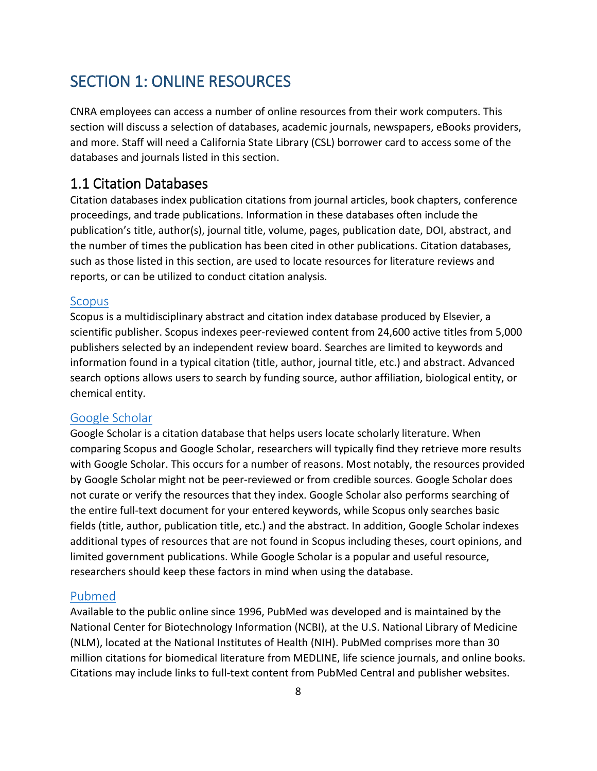# SECTION 1: ONLINE RESOURCES

CNRA employees can access a number of online resources from their work computers. This section will discuss a selection of databases, academic journals, newspapers, eBooks providers, and more. Staff will need a California State Library (CSL) borrower card to access some of the databases and journals listed in this section.

## 1.1 Citation Databases

Citation databases index publication citations from journal articles, book chapters, conference proceedings, and trade publications. Information in these databases often include the publication's title, author(s), journal title, volume, pages, publication date, DOI, abstract, and the number of times the publication has been cited in other publications. Citation databases, such as those listed in this section, are used to locate resources for literature reviews and reports, or can be utilized to conduct citation analysis.

### Scopus

Scopus is a multidisciplinary abstract and citation index database produced by Elsevier, a scientific publisher. Scopus indexes peer-reviewed content from 24,600 active titles from 5,000 publishers selected by an independent review board. Searches are limited to keywords and information found in a typical citation (title, author, journal title, etc.) and abstract. Advanced search options allows users to search by funding source, author affiliation, biological entity, or chemical entity.

### Google Scholar

Google Scholar is a citation database that helps users locate scholarly literature. When comparing Scopus and Google Scholar, researchers will typically find they retrieve more results with Google Scholar. This occurs for a number of reasons. Most notably, the resources provided by Google Scholar might not be peer-reviewed or from credible sources. Google Scholar does not curate or verify the resources that they index. Google Scholar also performs searching of the entire full-text document for your entered keywords, while Scopus only searches basic fields (title, author, publication title, etc.) and the abstract. In addition, Google Scholar indexes additional types of resources that are not found in Scopus including theses, court opinions, and limited government publications. While Google Scholar is a popular and useful resource, researchers should keep these factors in mind when using the database.

### Pubmed

Available to the public online since 1996, PubMed was developed and is maintained by the National Center for Biotechnology Information (NCBI), at the U.S. National Library of Medicine (NLM), located at the National Institutes of Health (NIH). PubMed comprises more than 30 million citations for biomedical literature from MEDLINE, life science journals, and online books. Citations may include links to full-text content from PubMed Central and publisher websites.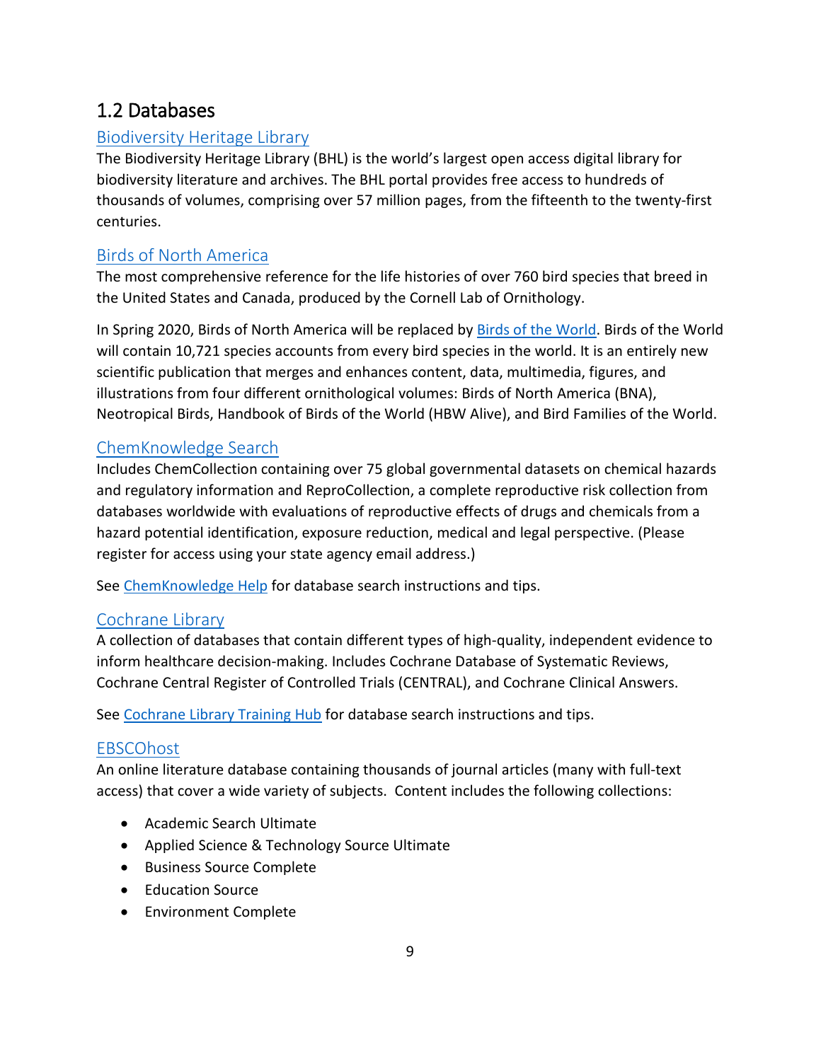## 1.2 Databases

### Biodiversity Heritage Library

The Biodiversity Heritage Library (BHL) is the world's largest open access digital library for biodiversity literature and archives. The BHL portal provides free access to hundreds of thousands of volumes, comprising over 57 million pages, from the fifteenth to the twenty-first centuries.

### Birds of North America

The most comprehensive reference for the life histories of over 760 bird species that breed in the United States and Canada, produced by the Cornell Lab of Ornithology.

In Spring 2020, Birds of North America will be replaced by Birds of the World. Birds of the World will contain 10,721 species accounts from every bird species in the world. It is an entirely new scientific publication that merges and enhances content, data, multimedia, figures, and illustrations from four different ornithological volumes: Birds of North America (BNA), Neotropical Birds, Handbook of Birds of the World (HBW Alive), and Bird Families of the World.

### ChemKnowledge Search

Includes ChemCollection containing over 75 global governmental datasets on chemical hazards and regulatory information and ReproCollection, a complete reproductive risk collection from databases worldwide with evaluations of reproductive effects of drugs and chemicals from a hazard potential identification, exposure reduction, medical and legal perspective. (Please register for access using your state agency email address.)

See ChemKnowledge Help for database search instructions and tips.

### Cochrane Library

A collection of databases that contain different types of high-quality, independent evidence to inform healthcare decision-making. Includes Cochrane Database of Systematic Reviews, Cochrane Central Register of Controlled Trials (CENTRAL), and Cochrane Clinical Answers.

See Cochrane Library Training Hub for database search instructions and tips.

### EBSCOhost

An online literature database containing thousands of journal articles (many with full-text access) that cover a wide variety of subjects. Content includes the following collections:

- Academic Search Ultimate
- Applied Science & Technology Source Ultimate
- Business Source Complete
- Education Source
- Environment Complete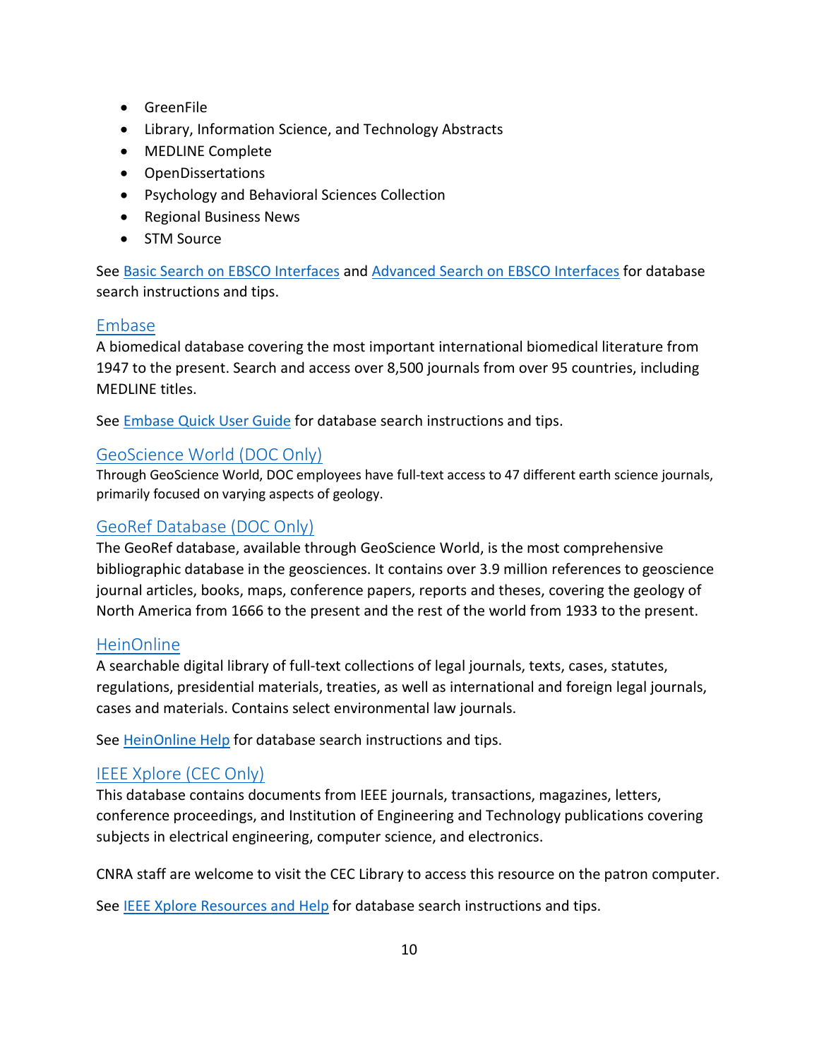- GreenFile
- Library, Information Science, and Technology Abstracts
- MEDLINE Complete
- OpenDissertations
- Psychology and Behavioral Sciences Collection
- Regional Business News
- STM Source

See Basic Search on EBSCO Interfaces and Advanced Search on EBSCO Interfaces for database search instructions and tips.

### Embase

A biomedical database covering the most important international biomedical literature from 1947 to the present. Search and access over 8,500 journals from over 95 countries, including MEDLINE titles.

See Embase Quick User Guide for database search instructions and tips.

### GeoScience World (DOC Only)

Through GeoScience World, DOC employees have full-text access to 47 different earth science journals, primarily focused on varying aspects of geology.

### GeoRef Database (DOC Only)

The GeoRef database, available through GeoScience World, is the most comprehensive bibliographic database in the geosciences. It contains over 3.9 million references to geoscience journal articles, books, maps, conference papers, reports and theses, covering the geology of North America from 1666 to the present and the rest of the world from 1933 to the present.

### HeinOnline

A searchable digital library of full-text collections of legal journals, texts, cases, statutes, regulations, presidential materials, treaties, as well as international and foreign legal journals, cases and materials. Contains select environmental law journals.

See HeinOnline Help for database search instructions and tips.

### IEEE Xplore (CEC Only)

This database contains documents from IEEE journals, transactions, magazines, letters, conference proceedings, and Institution of Engineering and Technology publications covering subjects in electrical engineering, computer science, and electronics.

CNRA staff are welcome to visit the CEC Library to access this resource on the patron computer.

See IEEE Xplore Resources and Help for database search instructions and tips.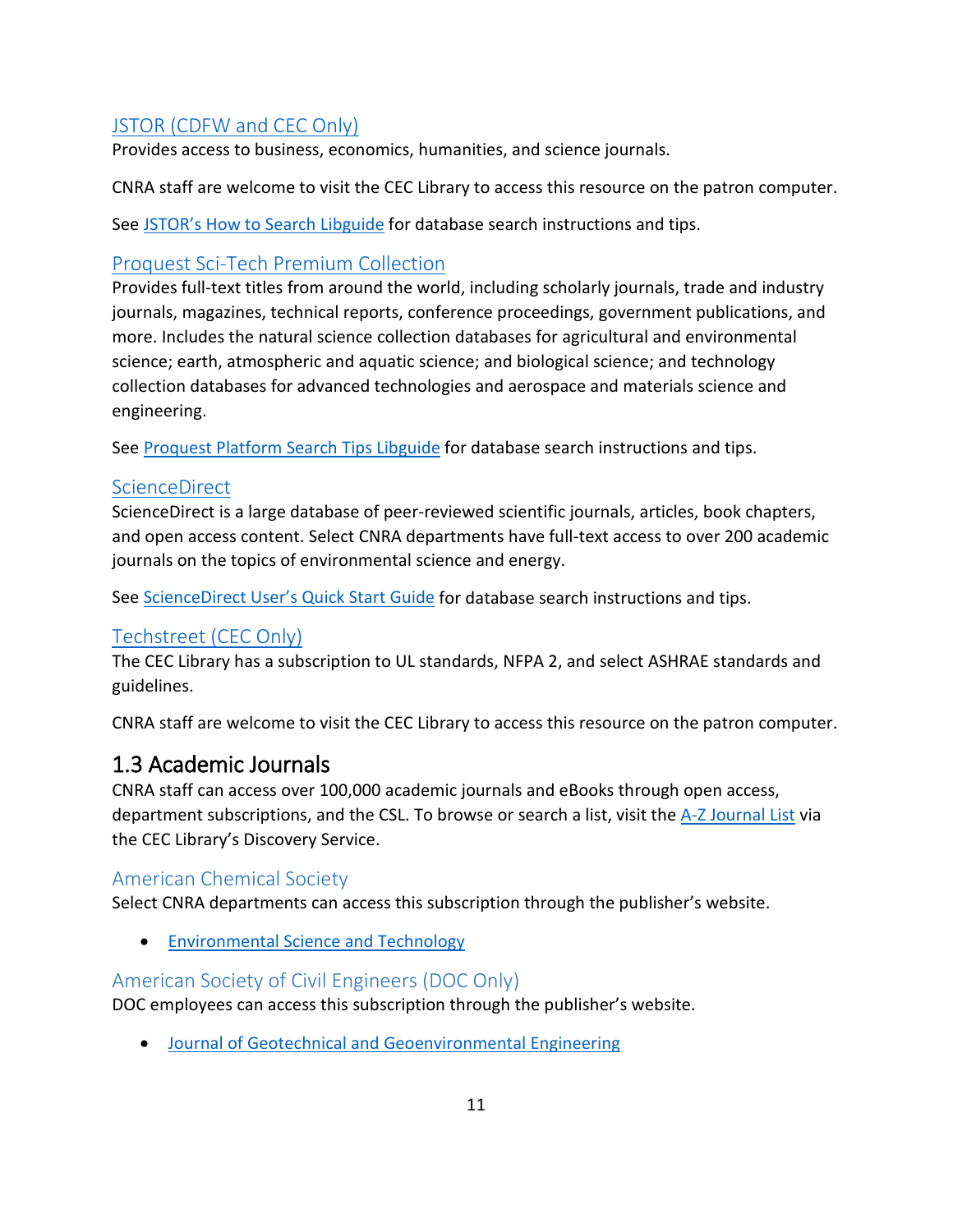### JSTOR (CDFW and CEC Only)

Provides access to business, economics, humanities, and science journals.

CNRA staff are welcome to visit the CEC Library to access this resource on the patron computer.

See JSTOR's How to Search Libguide for database search instructions and tips.

### Proquest Sci-Tech Premium Collection

Provides full-text titles from around the world, including scholarly journals, trade and industry journals, magazines, technical reports, conference proceedings, government publications, and more. Includes the natural science collection databases for agricultural and environmental science; earth, atmospheric and aquatic science; and biological science; and technology collection databases for advanced technologies and aerospace and materials science and engineering.

See Proquest Platform Search Tips Libguide for database search instructions and tips.

### ScienceDirect

ScienceDirect is a large database of peer-reviewed scientific journals, articles, book chapters, and open access content. Select CNRA departments have full-text access to over 200 academic journals on the topics of environmental science and energy.

See ScienceDirect User's Quick Start Guide for database search instructions and tips.

### Techstreet (CEC Only)

The CEC Library has a subscription to UL standards, NFPA 2, and select ASHRAE standards and guidelines.

CNRA staff are welcome to visit the CEC Library to access this resource on the patron computer.

## 1.3 Academic Journals

CNRA staff can access over 100,000 academic journals and eBooks through open access, department subscriptions, and the CSL. To browse or search a list, visit the A-Z Journal List via the CEC Library's Discovery Service.

### American Chemical Society

Select CNRA departments can access this subscription through the publisher's website.

- Environmental Science and Technology

### American Society of Civil Engineers (DOC Only)

DOC employees can access this subscription through the publisher's website.

- Journal of Geotechnical and Geoenvironmental Engineering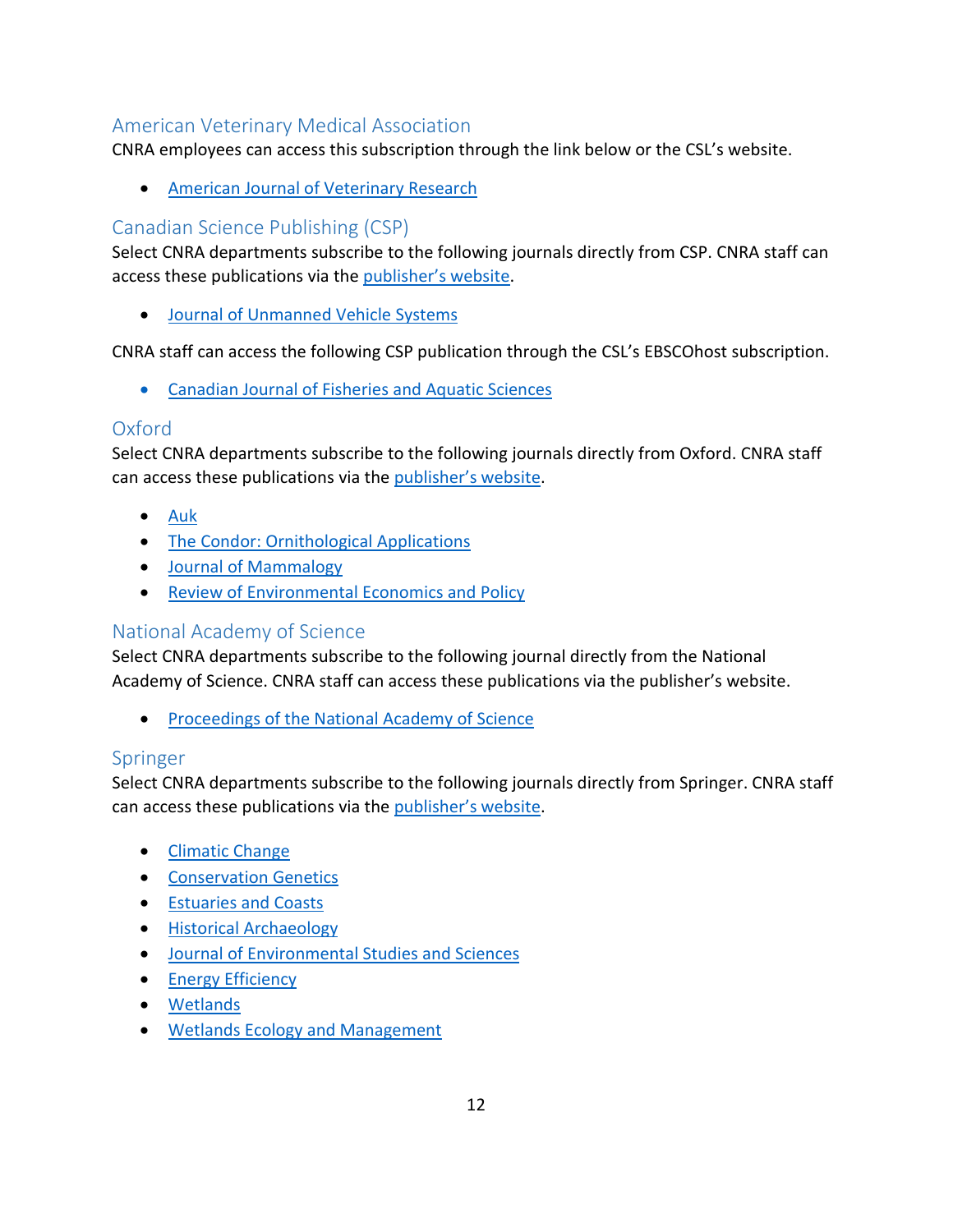## American Veterinary Medical Association

CNRA employees can access this subscription through the link below or the CSL's website.

- American Journal of Veterinary Research

## Canadian Science Publishing (CSP)

Select CNRA departments subscribe to the following journals directly from CSP. CNRA staff can access these publications via the publisher's website.

- Journal of Unmanned Vehicle Systems

CNRA staff can access the following CSP publication through the CSL's EBSCOhost subscription.

- Canadian Journal of Fisheries and Aquatic Sciences

## Oxford

Select CNRA departments subscribe to the following journals directly from Oxford. CNRA staff can access these publications via the publisher's website.

- Auk
- The Condor: Ornithological Applications
- Journal of Mammalogy
- Review of Environmental Economics and Policy

## National Academy of Science

Select CNRA departments subscribe to the following journal directly from the National Academy of Science. CNRA staff can access these publications via the publisher's website.

- Proceedings of the National Academy of Science

## Springer

Select CNRA departments subscribe to the following journals directly from Springer. CNRA staff can access these publications via the publisher's website.

- Climatic Change
- Conservation Genetics
- Estuaries and Coasts
- Historical Archaeology
- Journal of Environmental Studies and Sciences
- Energy Efficiency
- Wetlands
- Wetlands Ecology and Management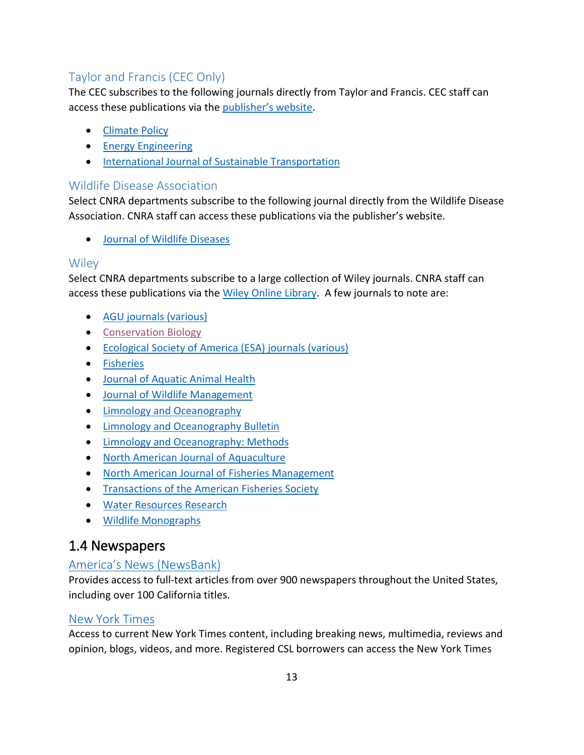### Taylor and Francis (CEC Only)

The CEC subscribes to the following journals directly from Taylor and Francis. CEC staff can access these publications via the publisher's website.

- Climate Policy
- Energy Engineering
- International Journal of Sustainable Transportation

### Wildlife Disease Association

Select CNRA departments subscribe to the following journal directly from the Wildlife Disease Association. CNRA staff can access these publications via the publisher's website.

- Journal of Wildlife Diseases

### Wiley

Select CNRA departments subscribe to a large collection of Wiley journals. CNRA staff can access these publications via the Wiley Online Library. A few journals to note are:

- AGU journals (various)
- Conservation Biology
- Ecological Society of America (ESA) journals (various)
- Fisheries
- Journal of Aquatic Animal Health
- Journal of Wildlife Management
- Limnology and Oceanography
- Limnology and Oceanography Bulletin
- Limnology and Oceanography: Methods
- North American Journal of Aquaculture
- North American Journal of Fisheries Management
- Transactions of the American Fisheries Society
- Water Resources Research
- Wildlife Monographs

## 1.4 Newspapers

### America's News (NewsBank)

Provides access to full-text articles from over 900 newspapers throughout the United States, including over 100 California titles.

### New York Times

Access to current New York Times content, including breaking news, multimedia, reviews and opinion, blogs, videos, and more. Registered CSL borrowers can access the New York Times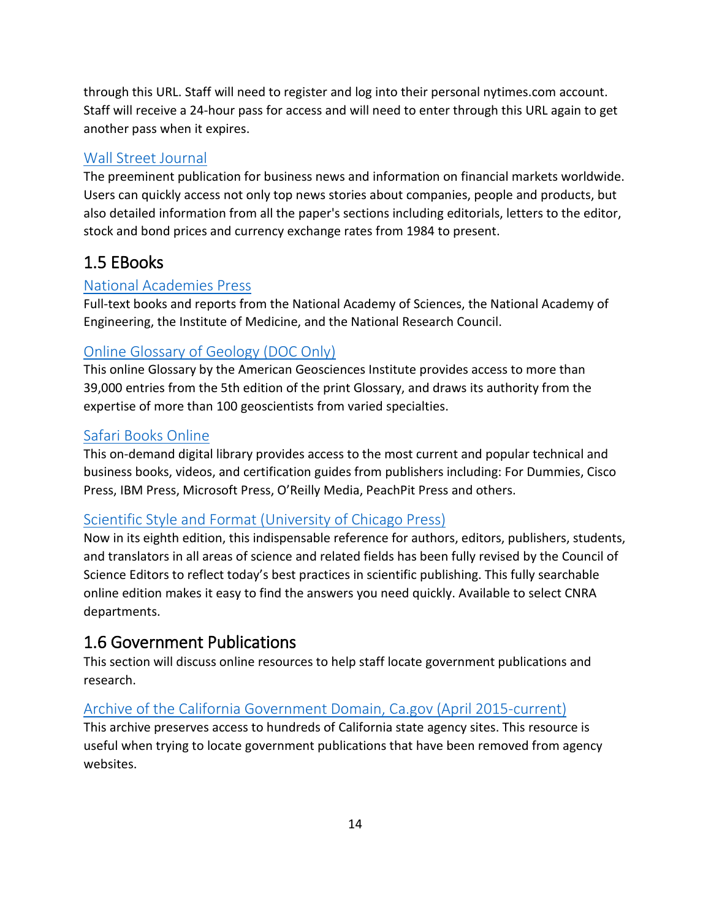through this URL. Staff will need to register and log into their personal nytimes.com account. Staff will receive a 24-hour pass for access and will need to enter through this URL again to get another pass when it expires.

### Wall Street Journal

The preeminent publication for business news and information on financial markets worldwide. Users can quickly access not only top news stories about companies, people and products, but also detailed information from all the paper's sections including editorials, letters to the editor, stock and bond prices and currency exchange rates from 1984 to present.

## 1.5 EBooks

### National Academies Press

Full-text books and reports from the National Academy of Sciences, the National Academy of Engineering, the Institute of Medicine, and the National Research Council.

### Online Glossary of Geology (DOC Only)

This online Glossary by the American Geosciences Institute provides access to more than 39,000 entries from the 5th edition of the print Glossary, and draws its authority from the expertise of more than 100 geoscientists from varied specialties.

### Safari Books Online

This on-demand digital library provides access to the most current and popular technical and business books, videos, and certification guides from publishers including: For Dummies, Cisco Press, IBM Press, Microsoft Press, O'Reilly Media, PeachPit Press and others.

### Scientific Style and Format (University of Chicago Press)

Now in its eighth edition, this indispensable reference for authors, editors, publishers, students, and translators in all areas of science and related fields has been fully revised by the Council of Science Editors to reflect today's best practices in scientific publishing. This fully searchable online edition makes it easy to find the answers you need quickly. Available to select CNRA departments.

## 1.6 Government Publications

This section will discuss online resources to help staff locate government publications and research.

### Archive of the California Government Domain, Ca.gov (April 2015-current)

This archive preserves access to hundreds of California state agency sites. This resource is useful when trying to locate government publications that have been removed from agency websites.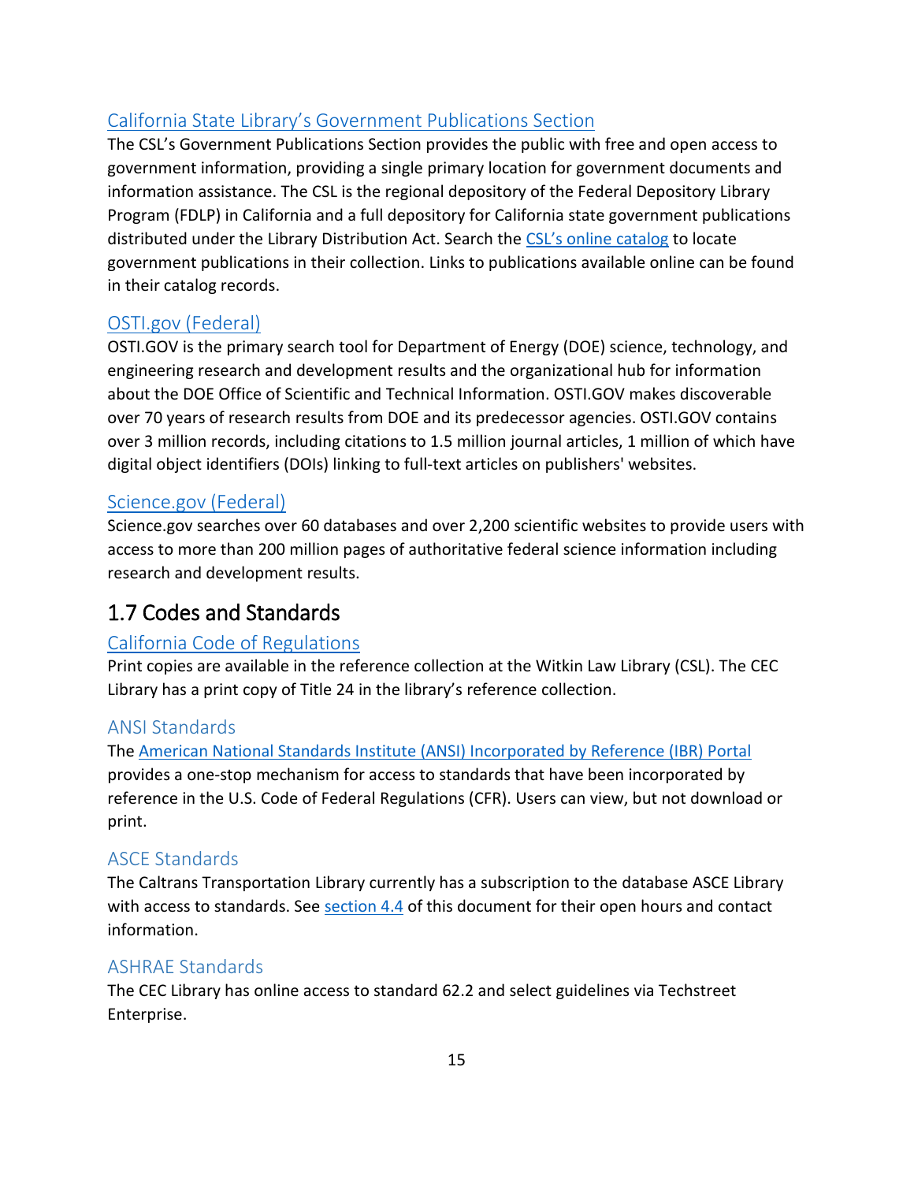### California State Library's Government Publications Section

The CSL's Government Publications Section provides the public with free and open access to government information, providing a single primary location for government documents and information assistance. The CSL is the regional depository of the Federal Depository Library Program (FDLP) in California and a full depository for California state government publications distributed under the Library Distribution Act. Search the CSL's online catalog to locate government publications in their collection. Links to publications available online can be found in their catalog records.

### OSTI.gov (Federal)

OSTI.GOV is the primary search tool for Department of Energy (DOE) science, technology, and engineering research and development results and the organizational hub for information about the DOE Office of Scientific and Technical Information. OSTI.GOV makes discoverable over 70 years of research results from DOE and its predecessor agencies. OSTI.GOV contains over 3 million records, including citations to 1.5 million journal articles, 1 million of which have digital object identifiers (DOIs) linking to full-text articles on publishers' websites.

### Science.gov (Federal)

Science.gov searches over 60 databases and over 2,200 scientific websites to provide users with access to more than 200 million pages of authoritative federal science information including research and development results.

## 1.7 Codes and Standards

### California Code of Regulations

Print copies are available in the reference collection at the Witkin Law Library (CSL). The CEC Library has a print copy of Title 24 in the library's reference collection.

### ANSI Standards

The American National Standards Institute (ANSI) Incorporated by Reference (IBR) Portal provides a one-stop mechanism for access to standards that have been incorporated by reference in the U.S. Code of Federal Regulations (CFR). Users can view, but not download or print.

### ASCE Standards

The Caltrans Transportation Library currently has a subscription to the database ASCE Library with access to standards. See section 4.4 of this document for their open hours and contact information.

### ASHRAE Standards

The CEC Library has online access to standard 62.2 and select guidelines via Techstreet Enterprise.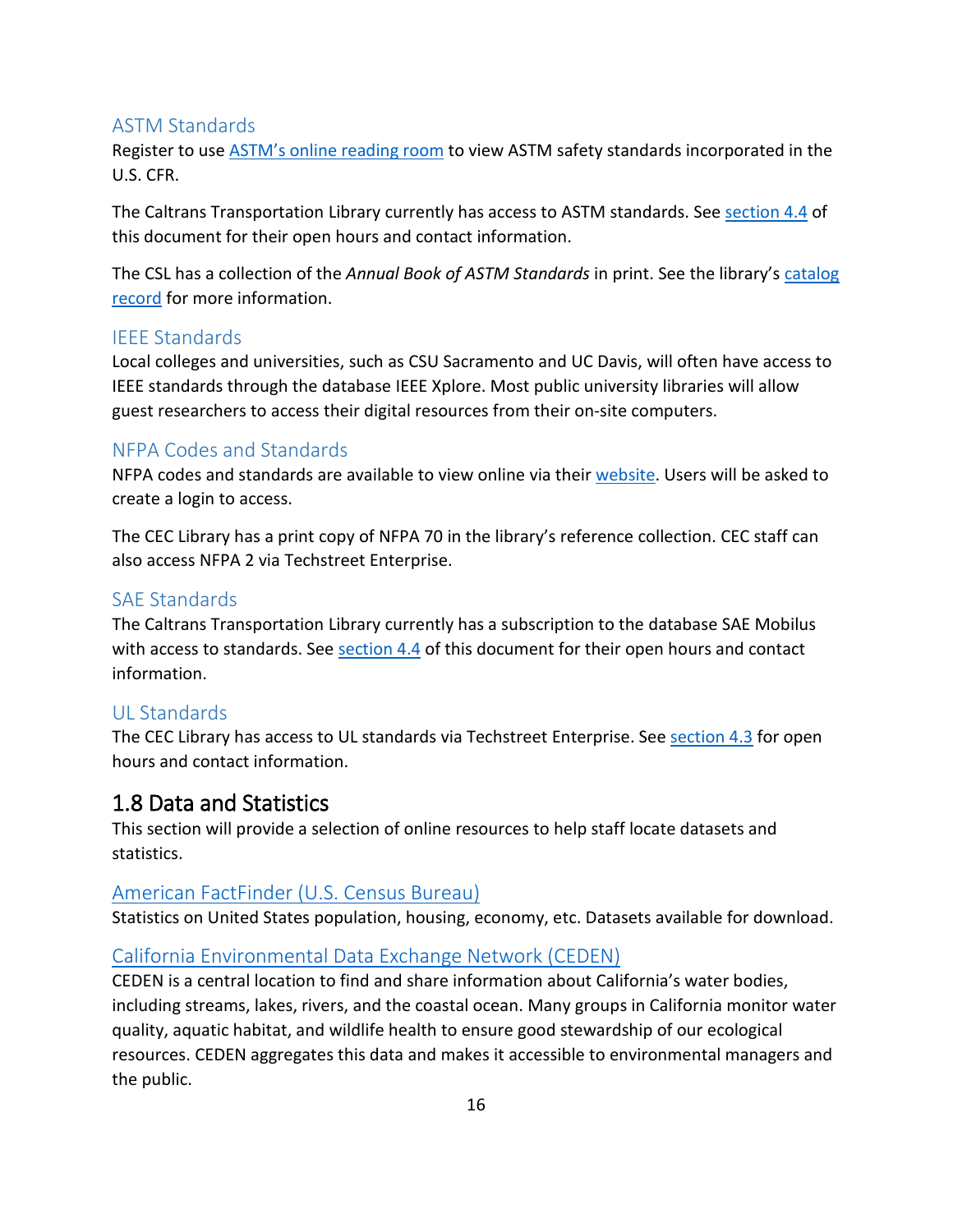### ASTM Standards

Register to use ASTM's online reading room to view ASTM safety standards incorporated in the U.S. CFR.

The Caltrans Transportation Library currently has access to ASTM standards. See section 4.4 of this document for their open hours and contact information.

The CSL has a collection of the *Annual Book of ASTM Standards* in print. See the library's catalog record for more information.

### IEEE Standards

Local colleges and universities, such as CSU Sacramento and UC Davis, will often have access to IEEE standards through the database IEEE Xplore. Most public university libraries will allow guest researchers to access their digital resources from their on-site computers.

### NFPA Codes and Standards

NFPA codes and standards are available to view online via their website. Users will be asked to create a login to access.

The CEC Library has a print copy of NFPA 70 in the library's reference collection. CEC staff can also access NFPA 2 via Techstreet Enterprise.

### SAE Standards

The Caltrans Transportation Library currently has a subscription to the database SAE Mobilus with access to standards. See section 4.4 of this document for their open hours and contact information.

### UL Standards

The CEC Library has access to UL standards via Techstreet Enterprise. See section 4.3 for open hours and contact information.

## 1.8 Data and Statistics

This section will provide a selection of online resources to help staff locate datasets and statistics.

### American FactFinder (U.S. Census Bureau)

Statistics on United States population, housing, economy, etc. Datasets available for download.

### California Environmental Data Exchange Network (CEDEN)

CEDEN is a central location to find and share information about California's water bodies, including streams, lakes, rivers, and the coastal ocean. Many groups in California monitor water quality, aquatic habitat, and wildlife health to ensure good stewardship of our ecological resources. CEDEN aggregates this data and makes it accessible to environmental managers and the public.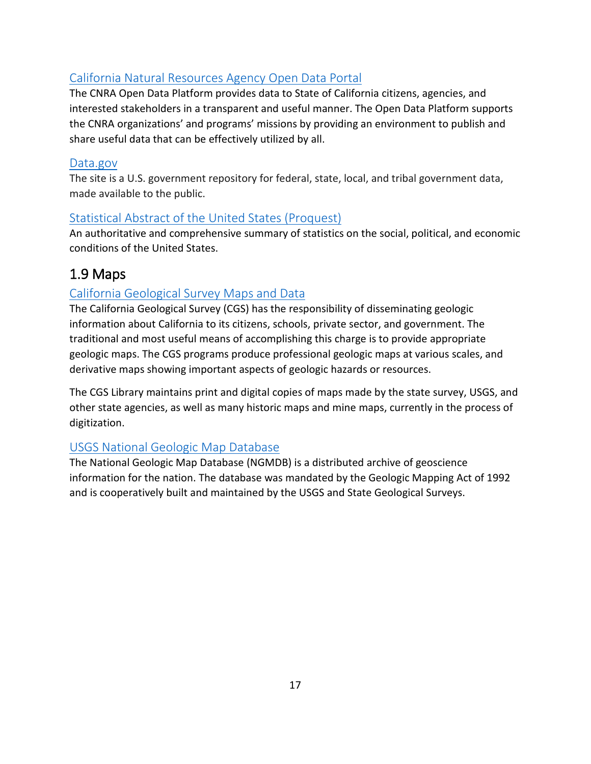### California Natural Resources Agency Open Data Portal

The CNRA Open Data Platform provides data to State of California citizens, agencies, and interested stakeholders in a transparent and useful manner. The Open Data Platform supports the CNRA organizations' and programs' missions by providing an environment to publish and share useful data that can be effectively utilized by all.

### Data.gov

The site is a U.S. government repository for federal, state, local, and tribal government data, made available to the public.

### Statistical Abstract of the United States (Proquest)

An authoritative and comprehensive summary of statistics on the social, political, and economic conditions of the United States.

## 1.9 Maps

### California Geological Survey Maps and Data

The California Geological Survey (CGS) has the responsibility of disseminating geologic information about California to its citizens, schools, private sector, and government. The traditional and most useful means of accomplishing this charge is to provide appropriate geologic maps. The CGS programs produce professional geologic maps at various scales, and derivative maps showing important aspects of geologic hazards or resources.

The CGS Library maintains print and digital copies of maps made by the state survey, USGS, and other state agencies, as well as many historic maps and mine maps, currently in the process of digitization.

### USGS National Geologic Map Database

The National Geologic Map Database (NGMDB) is a distributed archive of geoscience information for the nation. The database was mandated by the Geologic Mapping Act of 1992 and is cooperatively built and maintained by the USGS and State Geological Surveys.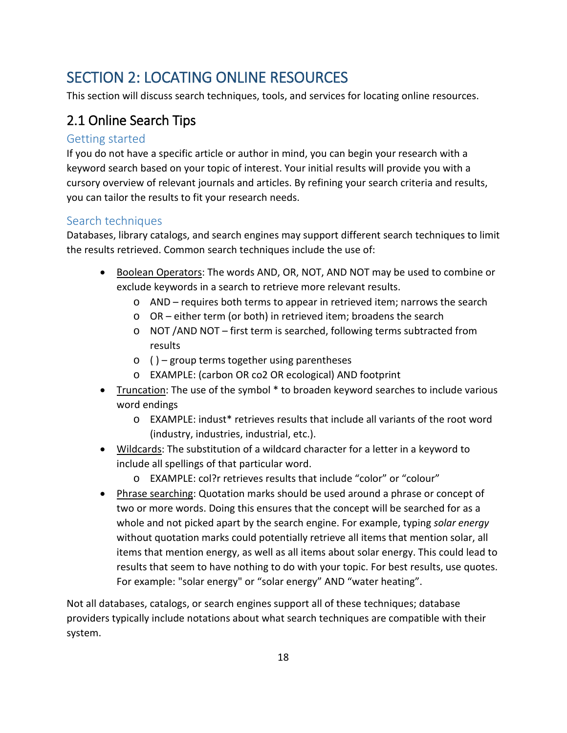# SECTION 2: LOCATING ONLINE RESOURCES

This section will discuss search techniques, tools, and services for locating online resources.

## 2.1 Online Search Tips

### Getting started

If you do not have a specific article or author in mind, you can begin your research with a keyword search based on your topic of interest. Your initial results will provide you with a cursory overview of relevant journals and articles. By refining your search criteria and results, you can tailor the results to fit your research needs.

### Search techniques

Databases, library catalogs, and search engines may support different search techniques to limit the results retrieved. Common search techniques include the use of:

- <u>Boolean Operators</u>: The words AND, OR, NOT, AND NOT may be used to combine or exclude keywords in a search to retrieve more relevant results.
  - AND – requires both terms to appear in retrieved item; narrows the search
  - OR – either term (or both) in retrieved item; broadens the search
  - NOT /AND NOT – first term is searched, following terms subtracted from results
  - ( ) – group terms together using parentheses
  - EXAMPLE: (carbon OR co2 OR ecological) AND footprint
- <u>Truncation</u>: The use of the symbol * to broaden keyword searches to include various word endings
  - EXAMPLE: indust* retrieves results that include all variants of the root word (industry, industries, industrial, etc.).
- <u>Wildcards</u>: The substitution of a wildcard character for a letter in a keyword to include all spellings of that particular word.
  - EXAMPLE: col?r retrieves results that include "color" or "colour"
- <u>Phrase searching</u>: Quotation marks should be used around a phrase or concept of two or more words. Doing this ensures that the concept will be searched for as a whole and not picked apart by the search engine. For example, typing *solar energy* without quotation marks could potentially retrieve all items that mention solar, all items that mention energy, as well as all items about solar energy. This could lead to results that seem to have nothing to do with your topic. For best results, use quotes. For example: "solar energy" or "solar energy" AND "water heating".

Not all databases, catalogs, or search engines support all of these techniques; database providers typically include notations about what search techniques are compatible with their system.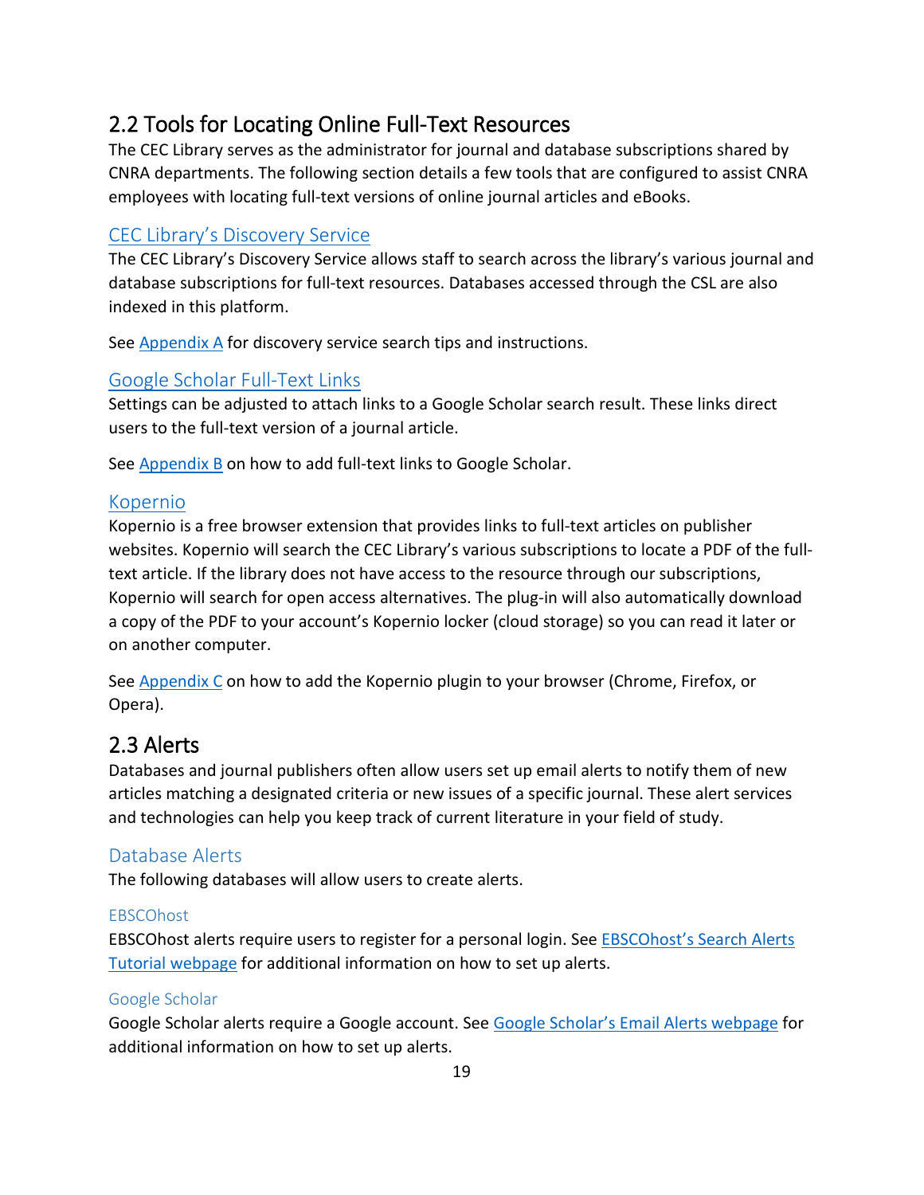## 2.2 Tools for Locating Online Full-Text Resources

The CEC Library serves as the administrator for journal and database subscriptions shared by CNRA departments. The following section details a few tools that are configured to assist CNRA employees with locating full-text versions of online journal articles and eBooks.

### CEC Library's Discovery Service

The CEC Library's Discovery Service allows staff to search across the library's various journal and database subscriptions for full-text resources. Databases accessed through the CSL are also indexed in this platform.

See Appendix A for discovery service search tips and instructions.

### Google Scholar Full-Text Links

Settings can be adjusted to attach links to a Google Scholar search result. These links direct users to the full-text version of a journal article.

See Appendix B on how to add full-text links to Google Scholar.

### Kopernio

Kopernio is a free browser extension that provides links to full-text articles on publisher websites. Kopernio will search the CEC Library's various subscriptions to locate a PDF of the full-text article. If the library does not have access to the resource through our subscriptions, Kopernio will search for open access alternatives. The plug-in will also automatically download a copy of the PDF to your account's Kopernio locker (cloud storage) so you can read it later or on another computer.

See Appendix C on how to add the Kopernio plugin to your browser (Chrome, Firefox, or Opera).

## 2.3 Alerts

Databases and journal publishers often allow users set up email alerts to notify them of new articles matching a designated criteria or new issues of a specific journal. These alert services and technologies can help you keep track of current literature in your field of study.

### Database Alerts

The following databases will allow users to create alerts.

#### EBSCOhost

EBSCOhost alerts require users to register for a personal login. See EBSCOhost's Search Alerts Tutorial webpage for additional information on how to set up alerts.

#### Google Scholar

Google Scholar alerts require a Google account. See Google Scholar's Email Alerts webpage for additional information on how to set up alerts.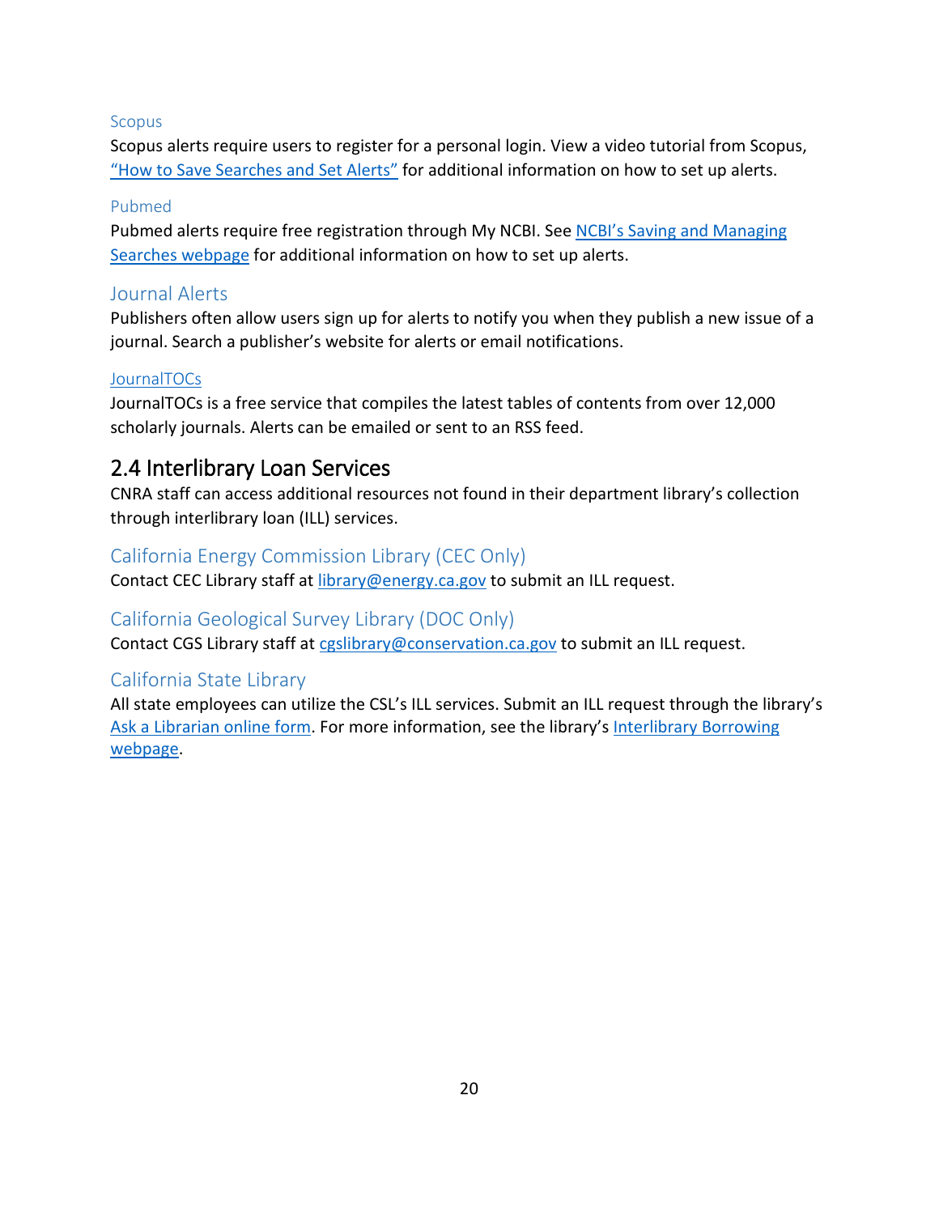#### Scopus

Scopus alerts require users to register for a personal login. View a video tutorial from Scopus, "How to Save Searches and Set Alerts" for additional information on how to set up alerts.

#### Pubmed

Pubmed alerts require free registration through My NCBI. See NCBI's Saving and Managing Searches webpage for additional information on how to set up alerts.

### Journal Alerts

Publishers often allow users sign up for alerts to notify you when they publish a new issue of a journal. Search a publisher's website for alerts or email notifications.

#### JournalTOCs

JournalTOCs is a free service that compiles the latest tables of contents from over 12,000 scholarly journals. Alerts can be emailed or sent to an RSS feed.

## 2.4 Interlibrary Loan Services

CNRA staff can access additional resources not found in their department library's collection through interlibrary loan (ILL) services.

### California Energy Commission Library (CEC Only)

Contact CEC Library staff at library@energy.ca.gov to submit an ILL request.

### California Geological Survey Library (DOC Only)

Contact CGS Library staff at cgslibrary@conservation.ca.gov to submit an ILL request.

### California State Library

All state employees can utilize the CSL's ILL services. Submit an ILL request through the library's Ask a Librarian online form. For more information, see the library's Interlibrary Borrowing webpage.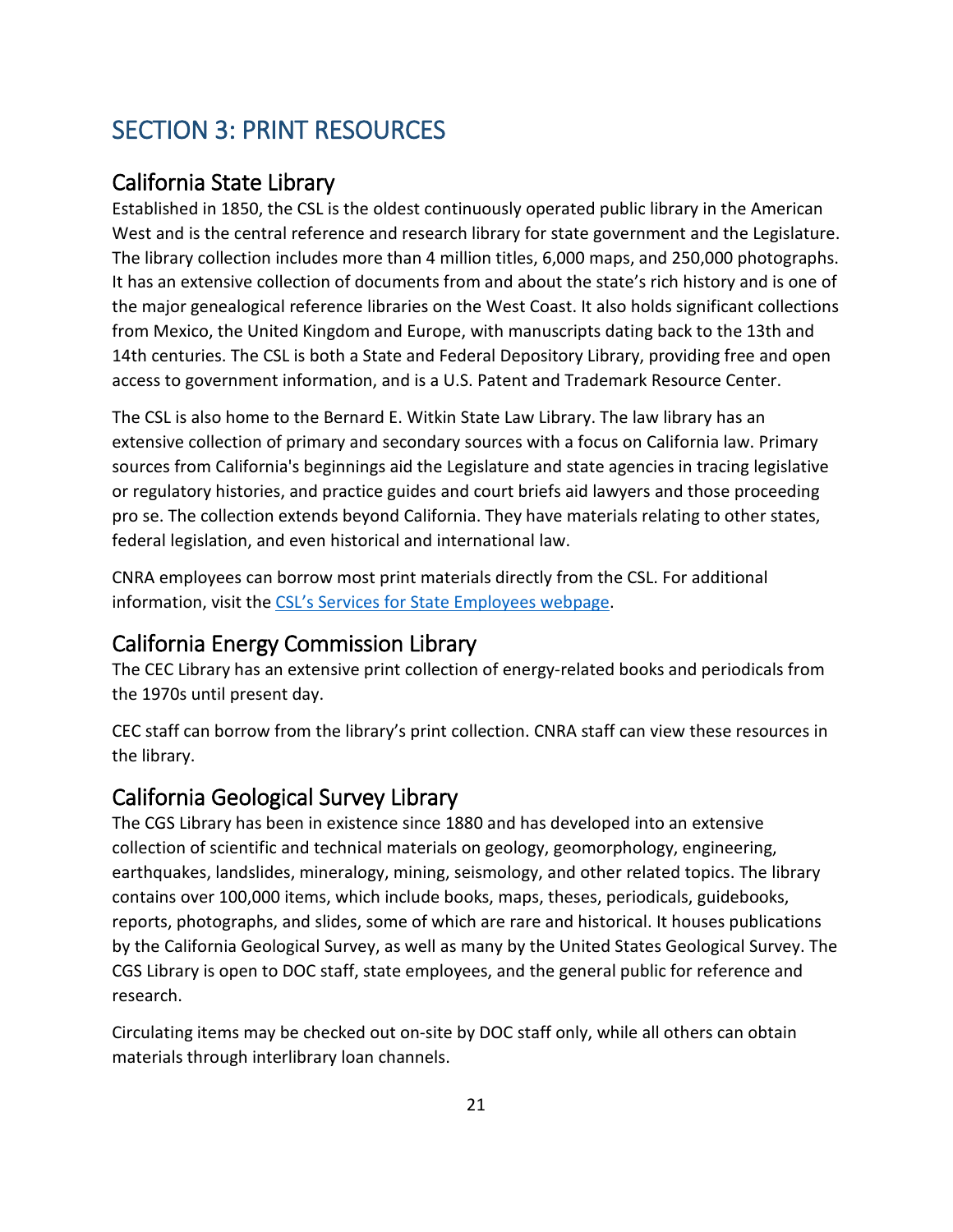# SECTION 3: PRINT RESOURCES

## California State Library

Established in 1850, the CSL is the oldest continuously operated public library in the American West and is the central reference and research library for state government and the Legislature. The library collection includes more than 4 million titles, 6,000 maps, and 250,000 photographs. It has an extensive collection of documents from and about the state's rich history and is one of the major genealogical reference libraries on the West Coast. It also holds significant collections from Mexico, the United Kingdom and Europe, with manuscripts dating back to the 13th and 14th centuries. The CSL is both a State and Federal Depository Library, providing free and open access to government information, and is a U.S. Patent and Trademark Resource Center.

The CSL is also home to the Bernard E. Witkin State Law Library. The law library has an extensive collection of primary and secondary sources with a focus on California law. Primary sources from California's beginnings aid the Legislature and state agencies in tracing legislative or regulatory histories, and practice guides and court briefs aid lawyers and those proceeding pro se. The collection extends beyond California. They have materials relating to other states, federal legislation, and even historical and international law.

CNRA employees can borrow most print materials directly from the CSL. For additional information, visit the CSL's Services for State Employees webpage.

## California Energy Commission Library

The CEC Library has an extensive print collection of energy-related books and periodicals from the 1970s until present day.

CEC staff can borrow from the library's print collection. CNRA staff can view these resources in the library.

## California Geological Survey Library

The CGS Library has been in existence since 1880 and has developed into an extensive collection of scientific and technical materials on geology, geomorphology, engineering, earthquakes, landslides, mineralogy, mining, seismology, and other related topics. The library contains over 100,000 items, which include books, maps, theses, periodicals, guidebooks, reports, photographs, and slides, some of which are rare and historical. It houses publications by the California Geological Survey, as well as many by the United States Geological Survey. The CGS Library is open to DOC staff, state employees, and the general public for reference and research.

Circulating items may be checked out on-site by DOC staff only, while all others can obtain materials through interlibrary loan channels.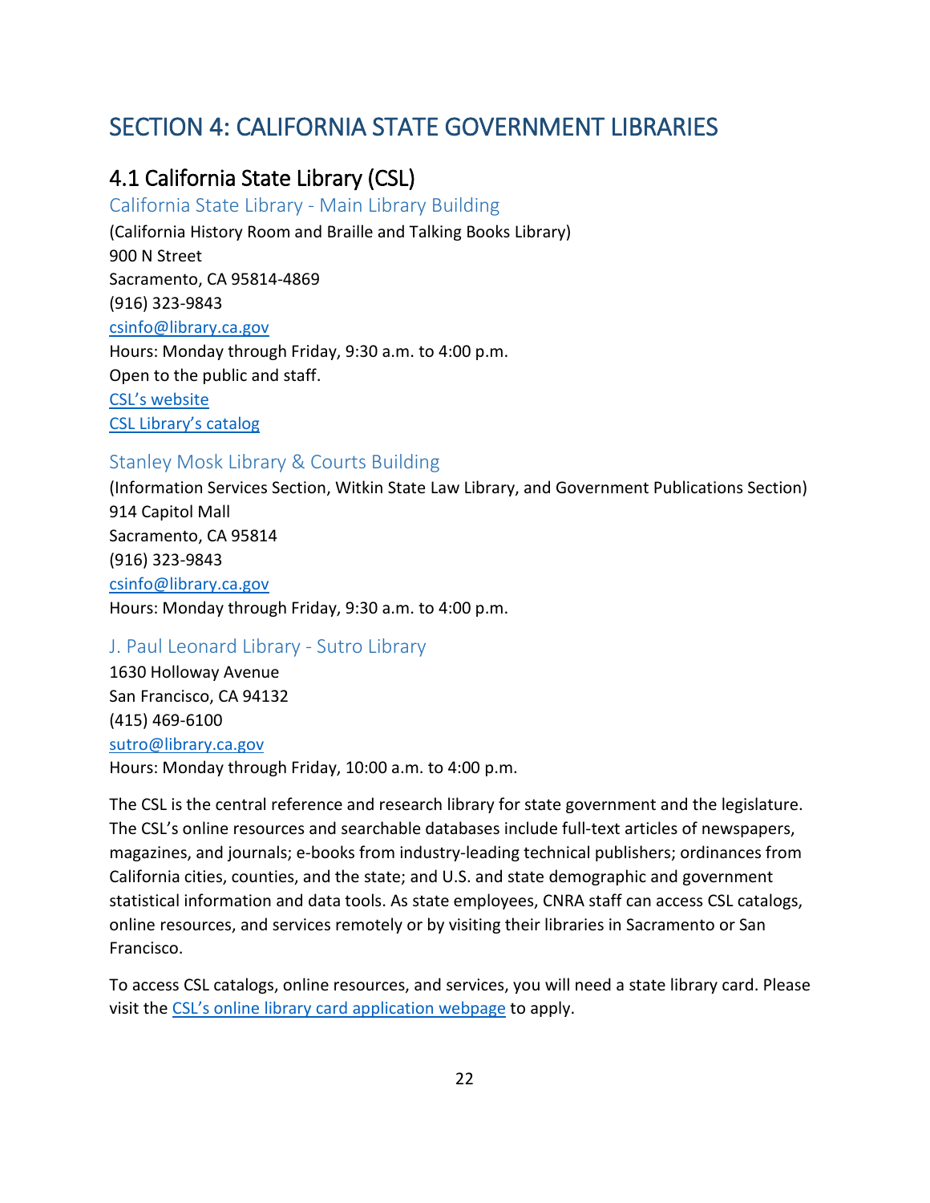# SECTION 4: CALIFORNIA STATE GOVERNMENT LIBRARIES

## 4.1 California State Library (CSL)

### California State Library - Main Library Building

(California History Room and Braille and Talking Books Library)
900 N Street
Sacramento, CA 95814-4869
(916) 323-9843
csinfo@library.ca.gov
Hours: Monday through Friday, 9:30 a.m. to 4:00 p.m.
Open to the public and staff.
CSL's website
CSL Library's catalog

### Stanley Mosk Library & Courts Building

(Information Services Section, Witkin State Law Library, and Government Publications Section)
914 Capitol Mall
Sacramento, CA 95814
(916) 323-9843
csinfo@library.ca.gov
Hours: Monday through Friday, 9:30 a.m. to 4:00 p.m.

### J. Paul Leonard Library - Sutro Library

1630 Holloway Avenue
San Francisco, CA 94132
(415) 469-6100
sutro@library.ca.gov
Hours: Monday through Friday, 10:00 a.m. to 4:00 p.m.

The CSL is the central reference and research library for state government and the legislature. The CSL's online resources and searchable databases include full-text articles of newspapers, magazines, and journals; e-books from industry-leading technical publishers; ordinances from California cities, counties, and the state; and U.S. and state demographic and government statistical information and data tools. As state employees, CNRA staff can access CSL catalogs, online resources, and services remotely or by visiting their libraries in Sacramento or San Francisco.

To access CSL catalogs, online resources, and services, you will need a state library card. Please visit the CSL's online library card application webpage to apply.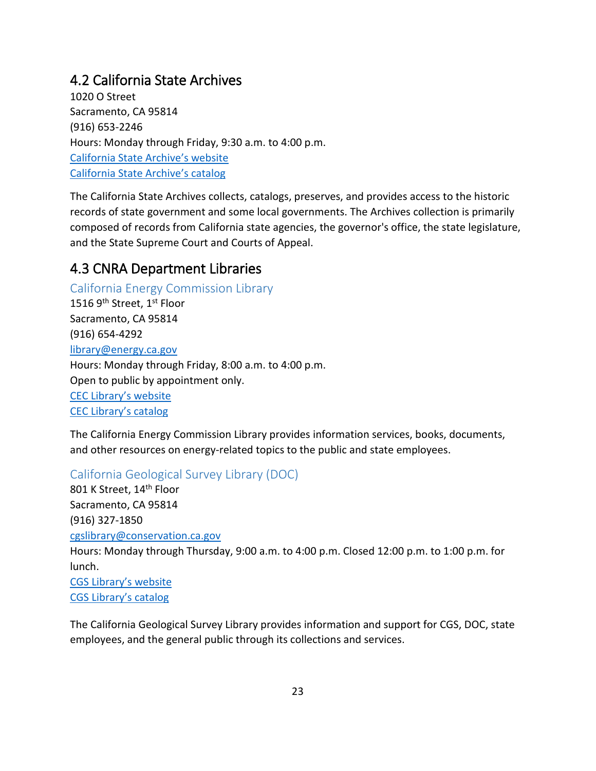## 4.2 California State Archives

1020 O Street
Sacramento, CA 95814
(916) 653-2246
Hours: Monday through Friday, 9:30 a.m. to 4:00 p.m.
California State Archive's website
California State Archive's catalog

The California State Archives collects, catalogs, preserves, and provides access to the historic records of state government and some local governments. The Archives collection is primarily composed of records from California state agencies, the governor's office, the state legislature, and the State Supreme Court and Courts of Appeal.

## 4.3 CNRA Department Libraries

### California Energy Commission Library

1516 9th Street, 1st Floor
Sacramento, CA 95814
(916) 654-4292
library@energy.ca.gov
Hours: Monday through Friday, 8:00 a.m. to 4:00 p.m.
Open to public by appointment only.
CEC Library's website
CEC Library's catalog

The California Energy Commission Library provides information services, books, documents, and other resources on energy-related topics to the public and state employees.

### California Geological Survey Library (DOC)

801 K Street, 14th Floor
Sacramento, CA 95814
(916) 327-1850
cgslibrary@conservation.ca.gov
Hours: Monday through Thursday, 9:00 a.m. to 4:00 p.m. Closed 12:00 p.m. to 1:00 p.m. for lunch.
CGS Library's website
CGS Library's catalog

The California Geological Survey Library provides information and support for CGS, DOC, state employees, and the general public through its collections and services.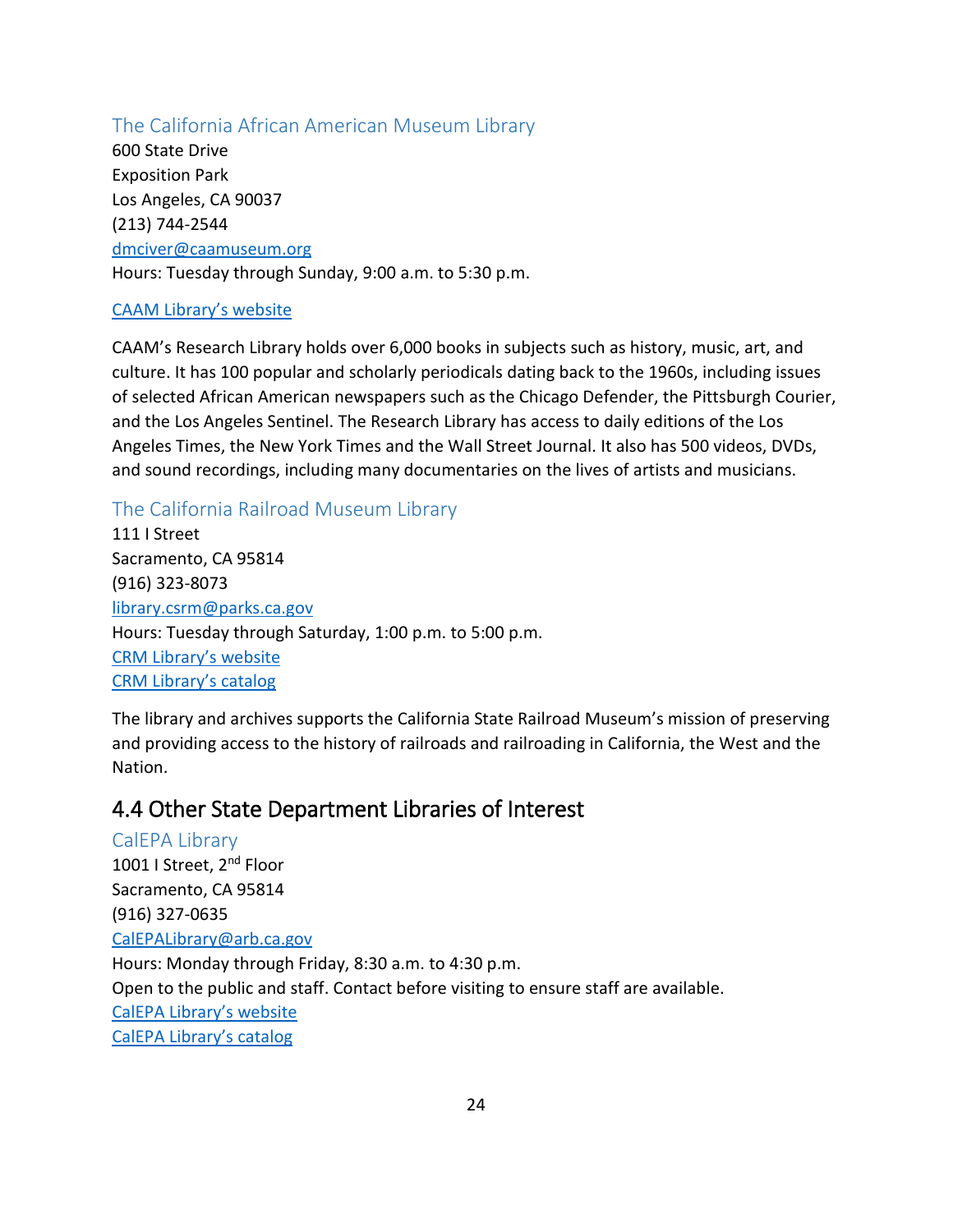### The California African American Museum Library

600 State Drive
Exposition Park
Los Angeles, CA 90037
(213) 744-2544
dmciver@caamuseum.org
Hours: Tuesday through Sunday, 9:00 a.m. to 5:30 p.m.

CAAM Library's website

CAAM's Research Library holds over 6,000 books in subjects such as history, music, art, and culture. It has 100 popular and scholarly periodicals dating back to the 1960s, including issues of selected African American newspapers such as the Chicago Defender, the Pittsburgh Courier, and the Los Angeles Sentinel. The Research Library has access to daily editions of the Los Angeles Times, the New York Times and the Wall Street Journal. It also has 500 videos, DVDs, and sound recordings, including many documentaries on the lives of artists and musicians.

### The California Railroad Museum Library

111 I Street
Sacramento, CA 95814
(916) 323-8073
library.csrm@parks.ca.gov
Hours: Tuesday through Saturday, 1:00 p.m. to 5:00 p.m.
CRM Library's website
CRM Library's catalog

The library and archives supports the California State Railroad Museum's mission of preserving and providing access to the history of railroads and railroading in California, the West and the Nation.

## 4.4 Other State Department Libraries of Interest

### CalEPA Library

1001 I Street, 2nd Floor
Sacramento, CA 95814
(916) 327-0635
CalEPALibrary@arb.ca.gov
Hours: Monday through Friday, 8:30 a.m. to 4:30 p.m.
Open to the public and staff. Contact before visiting to ensure staff are available.
CalEPA Library's website
CalEPA Library's catalog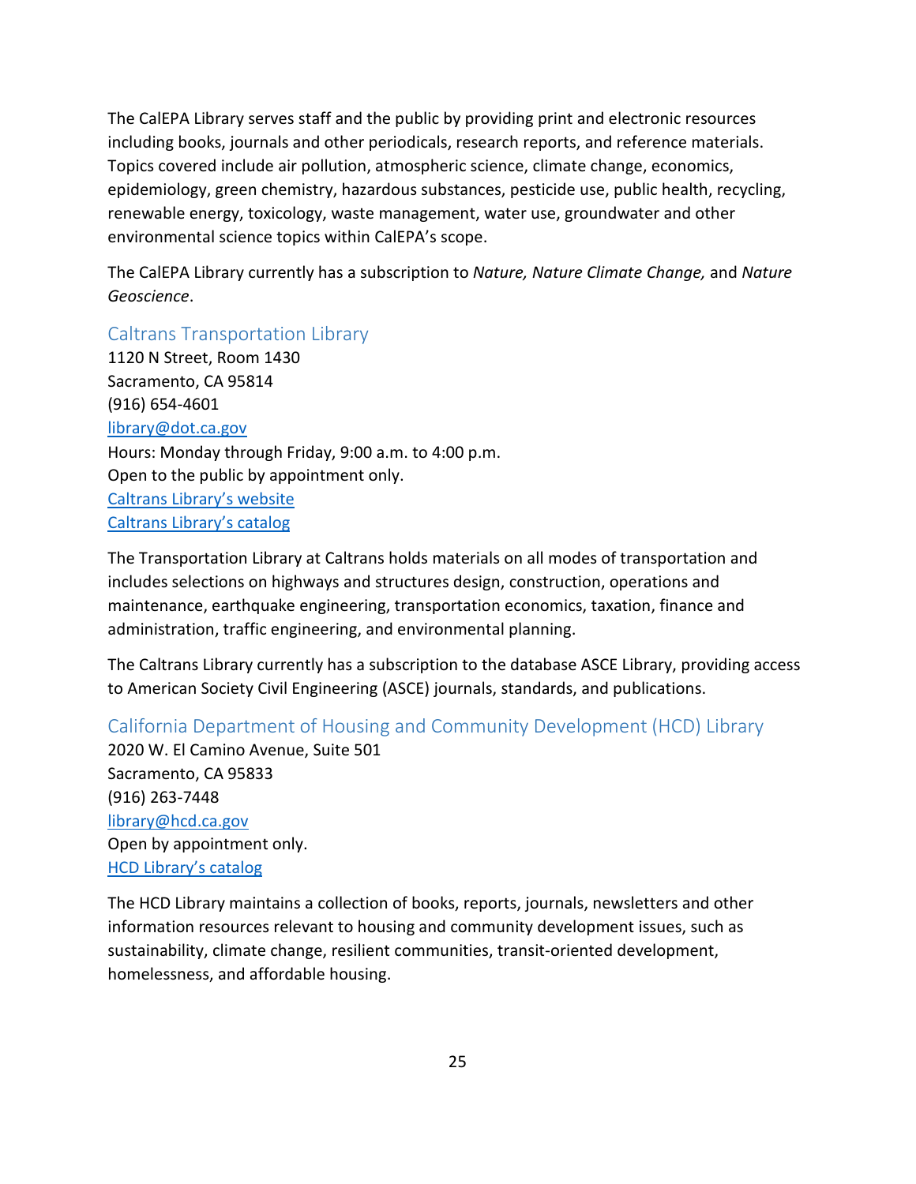The CalEPA Library serves staff and the public by providing print and electronic resources including books, journals and other periodicals, research reports, and reference materials. Topics covered include air pollution, atmospheric science, climate change, economics, epidemiology, green chemistry, hazardous substances, pesticide use, public health, recycling, renewable energy, toxicology, waste management, water use, groundwater and other environmental science topics within CalEPA's scope.

The CalEPA Library currently has a subscription to *Nature, Nature Climate Change,* and *Nature Geoscience*.

### Caltrans Transportation Library

1120 N Street, Room 1430
Sacramento, CA 95814
(916) 654-4601
library@dot.ca.gov
Hours: Monday through Friday, 9:00 a.m. to 4:00 p.m.
Open to the public by appointment only.
Caltrans Library's website
Caltrans Library's catalog

The Transportation Library at Caltrans holds materials on all modes of transportation and includes selections on highways and structures design, construction, operations and maintenance, earthquake engineering, transportation economics, taxation, finance and administration, traffic engineering, and environmental planning.

The Caltrans Library currently has a subscription to the database ASCE Library, providing access to American Society Civil Engineering (ASCE) journals, standards, and publications.

### California Department of Housing and Community Development (HCD) Library

2020 W. El Camino Avenue, Suite 501
Sacramento, CA 95833
(916) 263-7448
library@hcd.ca.gov
Open by appointment only.
HCD Library's catalog

The HCD Library maintains a collection of books, reports, journals, newsletters and other information resources relevant to housing and community development issues, such as sustainability, climate change, resilient communities, transit-oriented development, homelessness, and affordable housing.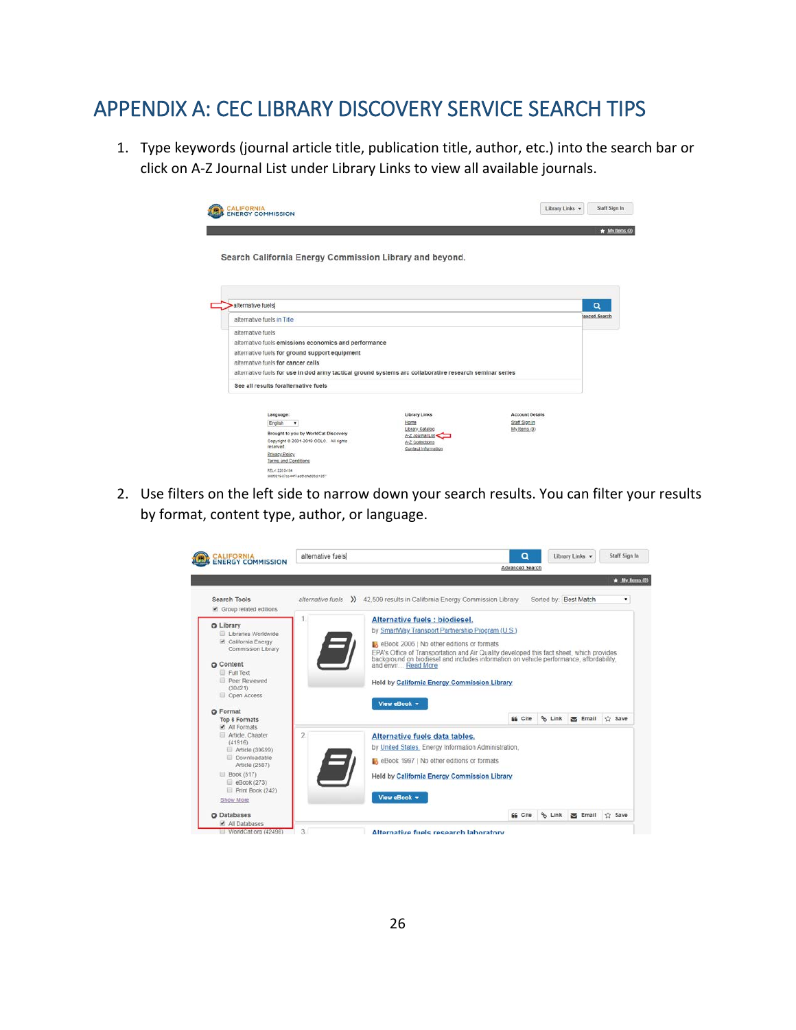# APPENDIX A: CEC LIBRARY DISCOVERY SERVICE SEARCH TIPS

1. Type keywords (journal article title, publication title, author, etc.) into the search bar or click on A-Z Journal List under Library Links to view all available journals.

2. Use filters on the left side to narrow down your search results. You can filter your results by format, content type, author, or language.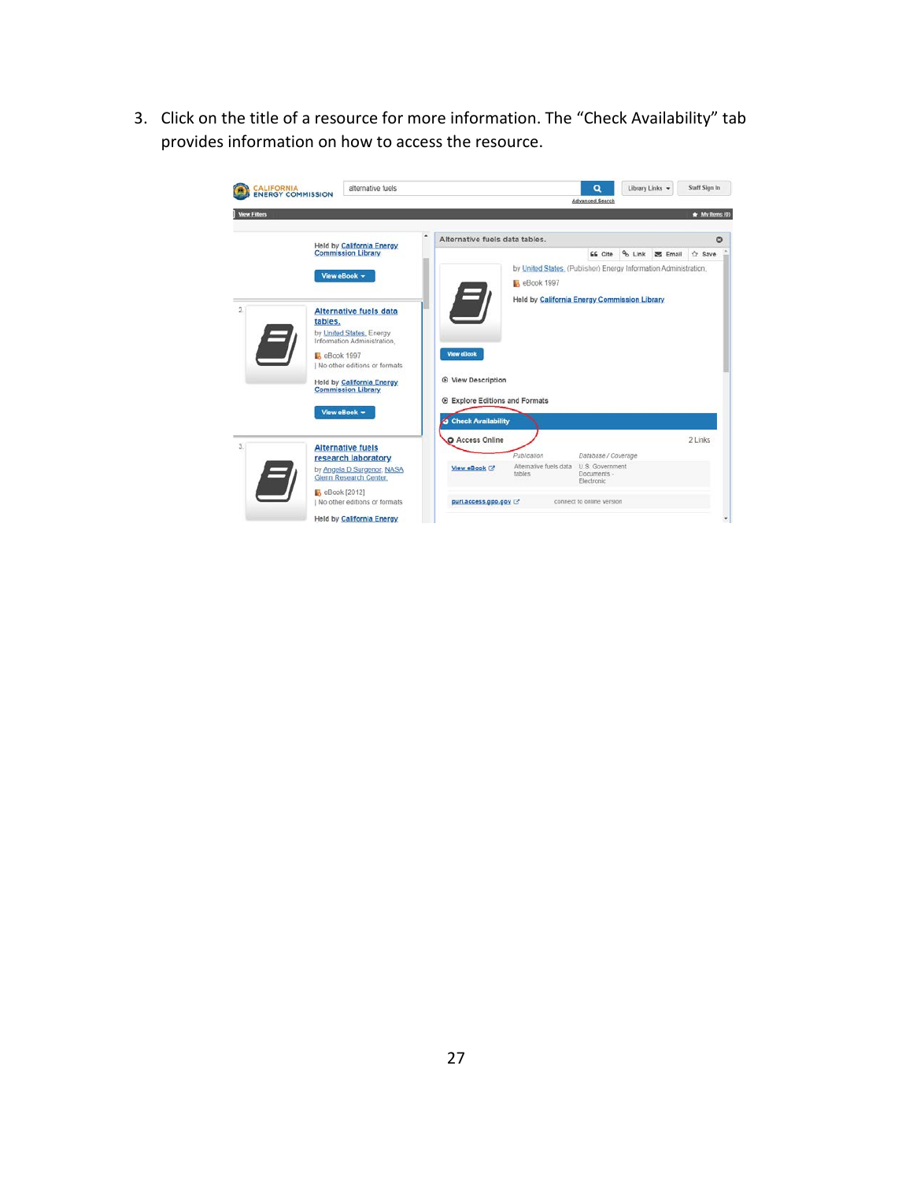3. Click on the title of a resource for more information. The "Check Availability" tab provides information on how to access the resource.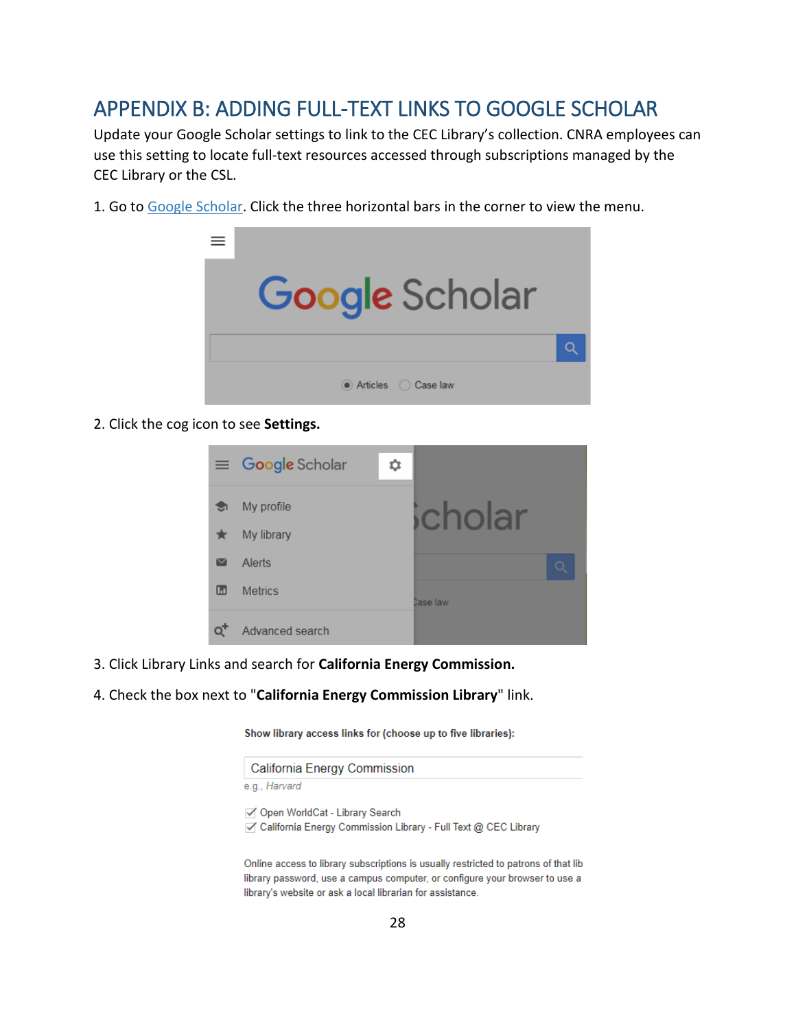# APPENDIX B: ADDING FULL-TEXT LINKS TO GOOGLE SCHOLAR

Update your Google Scholar settings to link to the CEC Library's collection. CNRA employees can use this setting to locate full-text resources accessed through subscriptions managed by the CEC Library or the CSL.

1. Go to Google Scholar. Click the three horizontal bars in the corner to view the menu.

2. Click the cog icon to see **Settings.**

3. Click Library Links and search for **California Energy Commission.**

4. Check the box next to "**California Energy Commission Library**" link.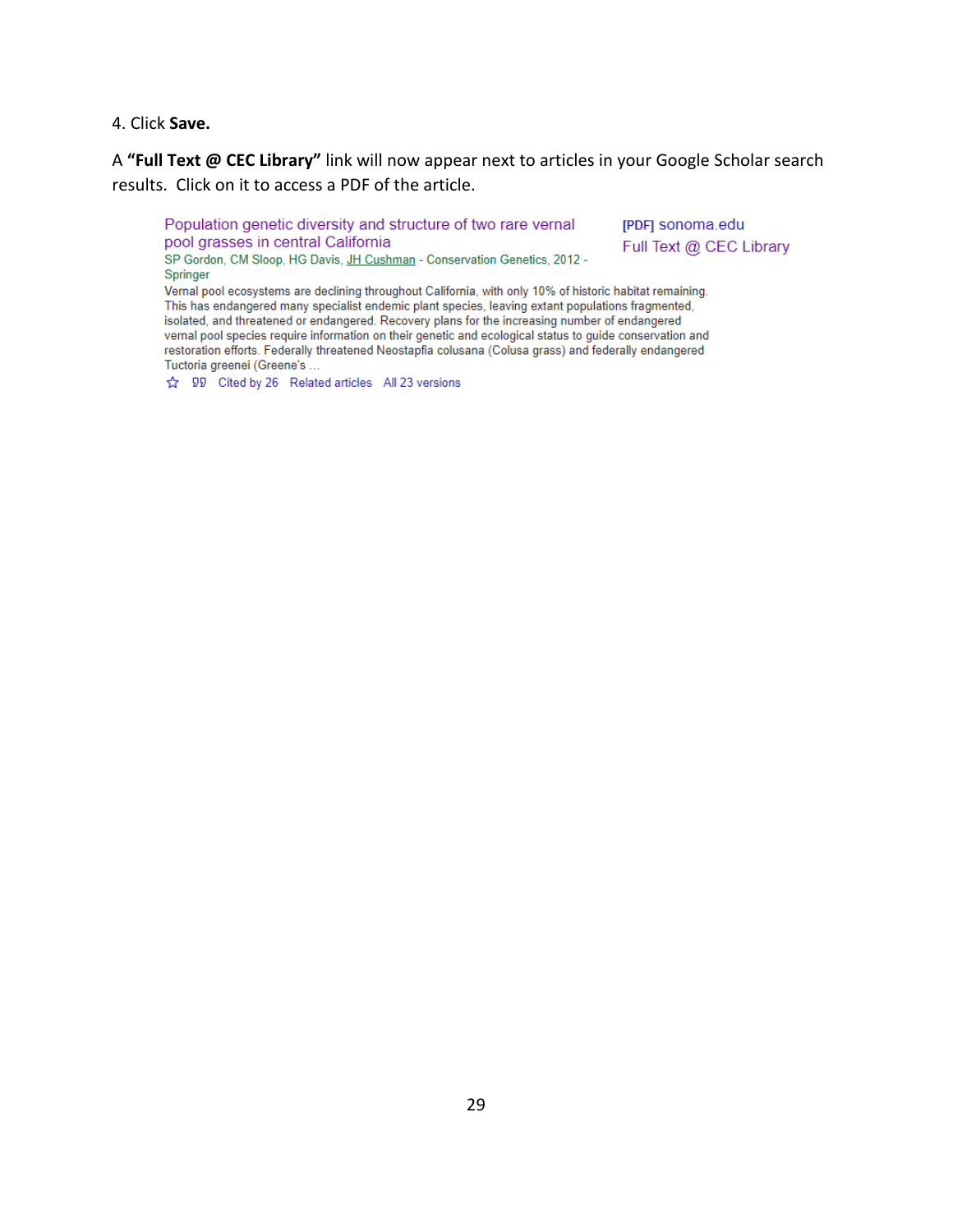4. Click **Save.**

A **"Full Text @ CEC Library"** link will now appear next to articles in your Google Scholar search results. Click on it to access a PDF of the article.

Population genetic diversity and structure of two rare vernal pool grasses in central California
SP Gordon, CM Sloop, HG Davis, JH Cushman - Conservation Genetics, 2012 - Springer
Vernal pool ecosystems are declining throughout California, with only 10% of historic habitat remaining. This has endangered many specialist endemic plant species, leaving extant populations fragmented, isolated, and threatened or endangered. Recovery plans for the increasing number of endangered vernal pool species require information on their genetic and ecological status to guide conservation and restoration efforts. Federally threatened Neostapfia colusana (Colusa grass) and federally endangered Tuctoria greenei (Greene's ...
☆ 99 Cited by 26 Related articles All 23 versions

[PDF] sonoma.edu
Full Text @ CEC Library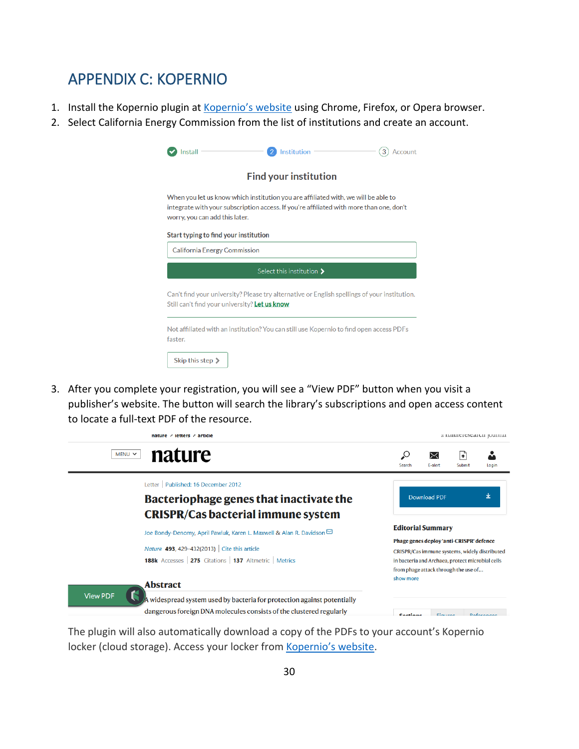# APPENDIX C: KOPERNIO

1. Install the Kopernio plugin at Kopernio's website using Chrome, Firefox, or Opera browser.
2. Select California Energy Commission from the list of institutions and create an account.

3. After you complete your registration, you will see a "View PDF" button when you visit a publisher's website. The button will search the library's subscriptions and open access content to locate a full-text PDF of the resource.

The plugin will also automatically download a copy of the PDFs to your account's Kopernio locker (cloud storage). Access your locker from Kopernio's website.